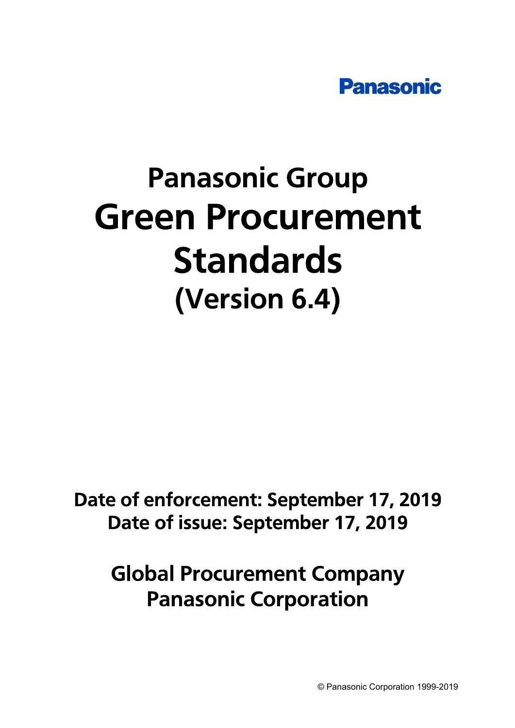Panasonic

# Panasonic Group
# Green Procurement Standards
# (Version 6.4)

**Date of enforcement: September 17, 2019**
**Date of issue: September 17, 2019**

**Global Procurement Company**
**Panasonic Corporation**

© Panasonic Corporation 1999-2019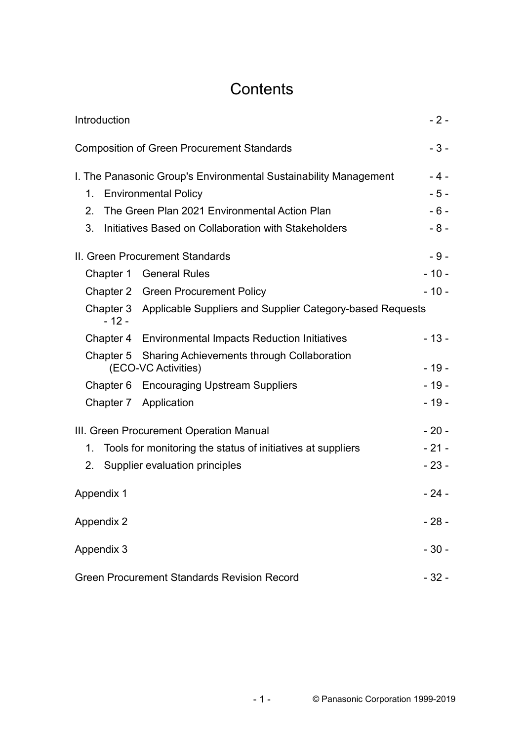# Contents

| | |
|---|---|
| Introduction | - 2 - |
| Composition of Green Procurement Standards | - 3 - |
| I. The Panasonic Group's Environmental Sustainability Management | - 4 - |
| 1. Environmental Policy | - 5 - |
| 2. The Green Plan 2021 Environmental Action Plan | - 6 - |
| 3. Initiatives Based on Collaboration with Stakeholders | - 8 - |
| II. Green Procurement Standards | - 9 - |
| Chapter 1 General Rules | - 10 - |
| Chapter 2 Green Procurement Policy | - 10 - |
| Chapter 3 Applicable Suppliers and Supplier Category-based Requests | - 12 - |
| Chapter 4 Environmental Impacts Reduction Initiatives | - 13 - |
| Chapter 5 Sharing Achievements through Collaboration (ECO-VC Activities) | - 19 - |
| Chapter 6 Encouraging Upstream Suppliers | - 19 - |
| Chapter 7 Application | - 19 - |
| III. Green Procurement Operation Manual | - 20 - |
| 1. Tools for monitoring the status of initiatives at suppliers | - 21 - |
| 2. Supplier evaluation principles | - 23 - |
| Appendix 1 | - 24 - |
| Appendix 2 | - 28 - |
| Appendix 3 | - 30 - |
| Green Procurement Standards Revision Record | - 32 - |

© Panasonic Corporation 1999-2019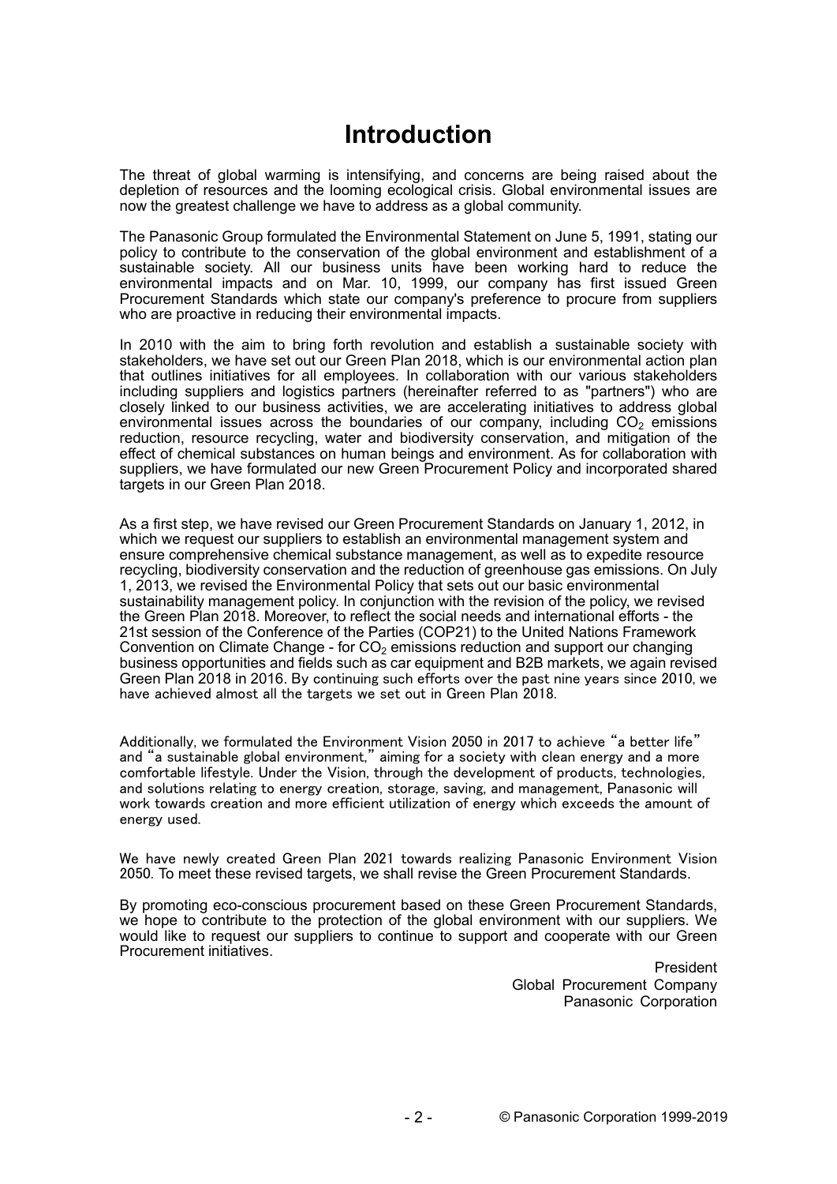# Introduction

The threat of global warming is intensifying, and concerns are being raised about the depletion of resources and the looming ecological crisis. Global environmental issues are now the greatest challenge we have to address as a global community.

The Panasonic Group formulated the Environmental Statement on June 5, 1991, stating our policy to contribute to the conservation of the global environment and establishment of a sustainable society. All our business units have been working hard to reduce the environmental impacts and on Mar. 10, 1999, our company has first issued Green Procurement Standards which state our company's preference to procure from suppliers who are proactive in reducing their environmental impacts.

In 2010 with the aim to bring forth revolution and establish a sustainable society with stakeholders, we have set out our Green Plan 2018, which is our environmental action plan that outlines initiatives for all employees. In collaboration with our various stakeholders including suppliers and logistics partners (hereinafter referred to as "partners") who are closely linked to our business activities, we are accelerating initiatives to address global environmental issues across the boundaries of our company, including $CO_2$ emissions reduction, resource recycling, water and biodiversity conservation, and mitigation of the effect of chemical substances on human beings and environment. As for collaboration with suppliers, we have formulated our new Green Procurement Policy and incorporated shared targets in our Green Plan 2018.

As a first step, we have revised our Green Procurement Standards on January 1, 2012, in which we request our suppliers to establish an environmental management system and ensure comprehensive chemical substance management, as well as to expedite resource recycling, biodiversity conservation and the reduction of greenhouse gas emissions. On July 1, 2013, we revised the Environmental Policy that sets out our basic environmental sustainability management policy. In conjunction with the revision of the policy, we revised the Green Plan 2018. Moreover, to reflect the social needs and international efforts - the 21st session of the Conference of the Parties (COP21) to the United Nations Framework Convention on Climate Change - for $CO_2$ emissions reduction and support our changing business opportunities and fields such as car equipment and B2B markets, we again revised Green Plan 2018 in 2016. By continuing such efforts over the past nine years since 2010, we have achieved almost all the targets we set out in Green Plan 2018.

Additionally, we formulated the Environment Vision 2050 in 2017 to achieve "a better life" and "a sustainable global environment," aiming for a society with clean energy and a more comfortable lifestyle. Under the Vision, through the development of products, technologies, and solutions relating to energy creation, storage, saving, and management, Panasonic will work towards creation and more efficient utilization of energy which exceeds the amount of energy used.

We have newly created Green Plan 2021 towards realizing Panasonic Environment Vision 2050. To meet these revised targets, we shall revise the Green Procurement Standards.

By promoting eco-conscious procurement based on these Green Procurement Standards, we hope to contribute to the protection of the global environment with our suppliers. We would like to request our suppliers to continue to support and cooperate with our Green Procurement initiatives.

President
Global Procurement Company
Panasonic Corporation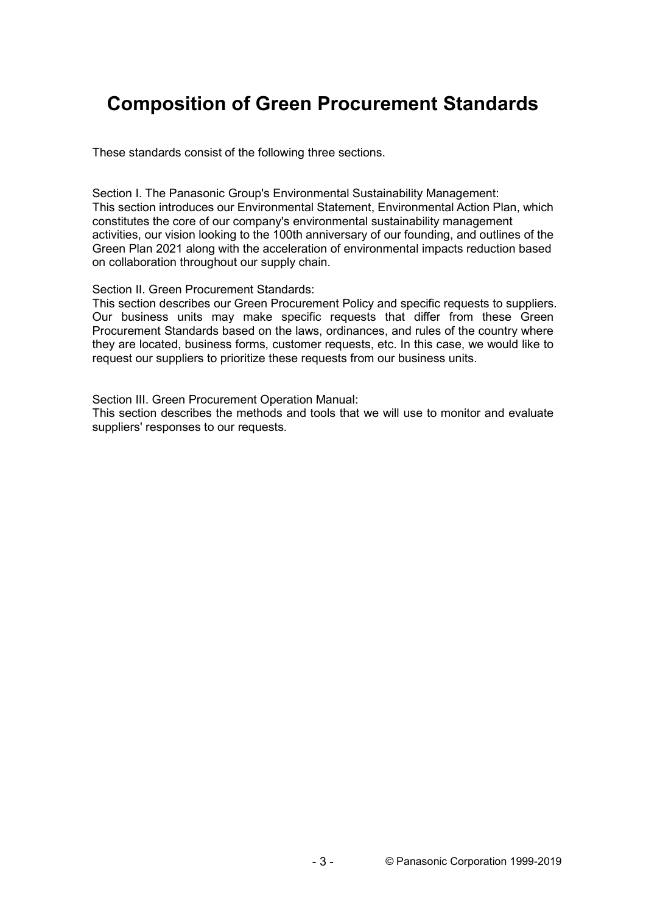# Composition of Green Procurement Standards

These standards consist of the following three sections.

Section I. The Panasonic Group's Environmental Sustainability Management:
This section introduces our Environmental Statement, Environmental Action Plan, which constitutes the core of our company's environmental sustainability management activities, our vision looking to the 100th anniversary of our founding, and outlines of the Green Plan 2021 along with the acceleration of environmental impacts reduction based on collaboration throughout our supply chain.

Section II. Green Procurement Standards:
This section describes our Green Procurement Policy and specific requests to suppliers. Our business units may make specific requests that differ from these Green Procurement Standards based on the laws, ordinances, and rules of the country where they are located, business forms, customer requests, etc. In this case, we would like to request our suppliers to prioritize these requests from our business units.

Section III. Green Procurement Operation Manual:
This section describes the methods and tools that we will use to monitor and evaluate suppliers' responses to our requests.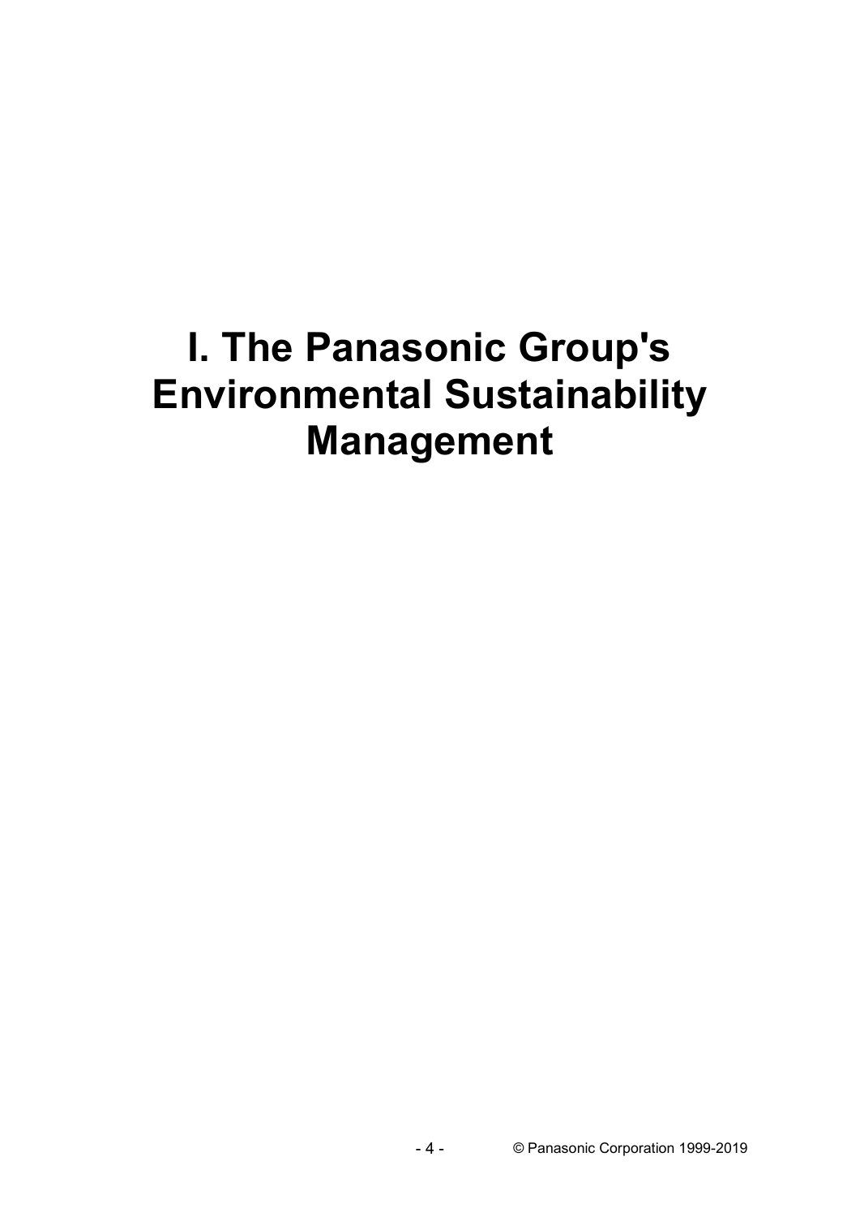# I. The Panasonic Group's Environmental Sustainability Management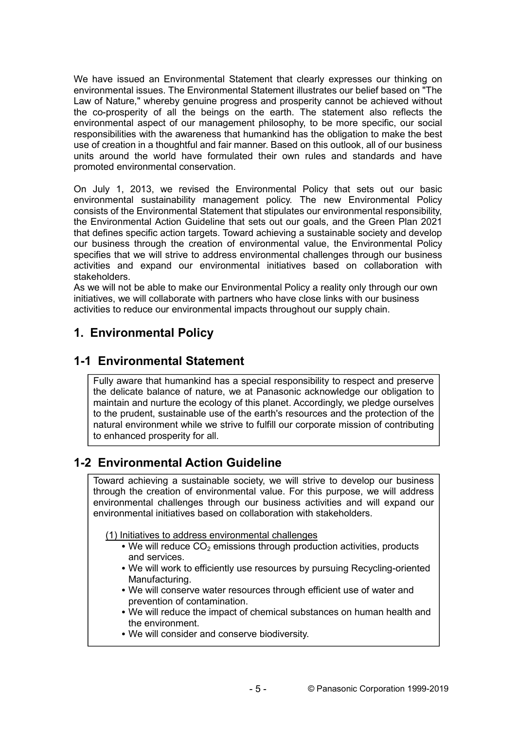We have issued an Environmental Statement that clearly expresses our thinking on environmental issues. The Environmental Statement illustrates our belief based on "The Law of Nature," whereby genuine progress and prosperity cannot be achieved without the co-prosperity of all the beings on the earth. The statement also reflects the environmental aspect of our management philosophy, to be more specific, our social responsibilities with the awareness that humankind has the obligation to make the best use of creation in a thoughtful and fair manner. Based on this outlook, all of our business units around the world have formulated their own rules and standards and have promoted environmental conservation.

On July 1, 2013, we revised the Environmental Policy that sets out our basic environmental sustainability management policy. The new Environmental Policy consists of the Environmental Statement that stipulates our environmental responsibility, the Environmental Action Guideline that sets out our goals, and the Green Plan 2021 that defines specific action targets. Toward achieving a sustainable society and develop our business through the creation of environmental value, the Environmental Policy specifies that we will strive to address environmental challenges through our business activities and expand our environmental initiatives based on collaboration with stakeholders.
As we will not be able to make our Environmental Policy a reality only through our own initiatives, we will collaborate with partners who have close links with our business activities to reduce our environmental impacts throughout our supply chain.

## 1. Environmental Policy

### 1-1 Environmental Statement

Fully aware that humankind has a special responsibility to respect and preserve the delicate balance of nature, we at Panasonic acknowledge our obligation to maintain and nurture the ecology of this planet. Accordingly, we pledge ourselves to the prudent, sustainable use of the earth's resources and the protection of the natural environment while we strive to fulfill our corporate mission of contributing to enhanced prosperity for all.

### 1-2 Environmental Action Guideline

Toward achieving a sustainable society, we will strive to develop our business through the creation of environmental value. For this purpose, we will address environmental challenges through our business activities and will expand our environmental initiatives based on collaboration with stakeholders.

(1) Initiatives to address environmental challenges

- We will reduce $CO_2$ emissions through production activities, products and services.
- We will work to efficiently use resources by pursuing Recycling-oriented Manufacturing.
- We will conserve water resources through efficient use of water and prevention of contamination.
- We will reduce the impact of chemical substances on human health and the environment.
- We will consider and conserve biodiversity.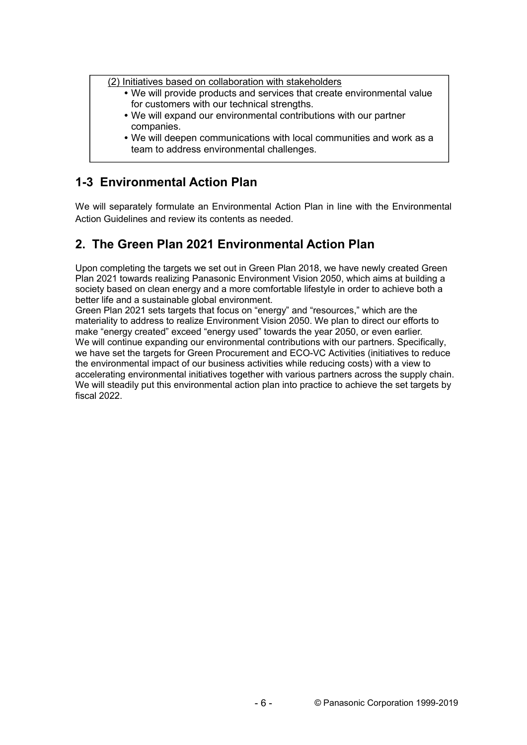(2) Initiatives based on collaboration with stakeholders

- We will provide products and services that create environmental value for customers with our technical strengths.
- We will expand our environmental contributions with our partner companies.
- We will deepen communications with local communities and work as a team to address environmental challenges.

## 1-3 Environmental Action Plan

We will separately formulate an Environmental Action Plan in line with the Environmental Action Guidelines and review its contents as needed.

# 2. The Green Plan 2021 Environmental Action Plan

Upon completing the targets we set out in Green Plan 2018, we have newly created Green Plan 2021 towards realizing Panasonic Environment Vision 2050, which aims at building a society based on clean energy and a more comfortable lifestyle in order to achieve both a better life and a sustainable global environment.
Green Plan 2021 sets targets that focus on "energy" and "resources," which are the materiality to address to realize Environment Vision 2050. We plan to direct our efforts to make "energy created" exceed "energy used" towards the year 2050, or even earlier.
We will continue expanding our environmental contributions with our partners. Specifically, we have set the targets for Green Procurement and ECO-VC Activities (initiatives to reduce the environmental impact of our business activities while reducing costs) with a view to accelerating environmental initiatives together with various partners across the supply chain. We will steadily put this environmental action plan into practice to achieve the set targets by fiscal 2022.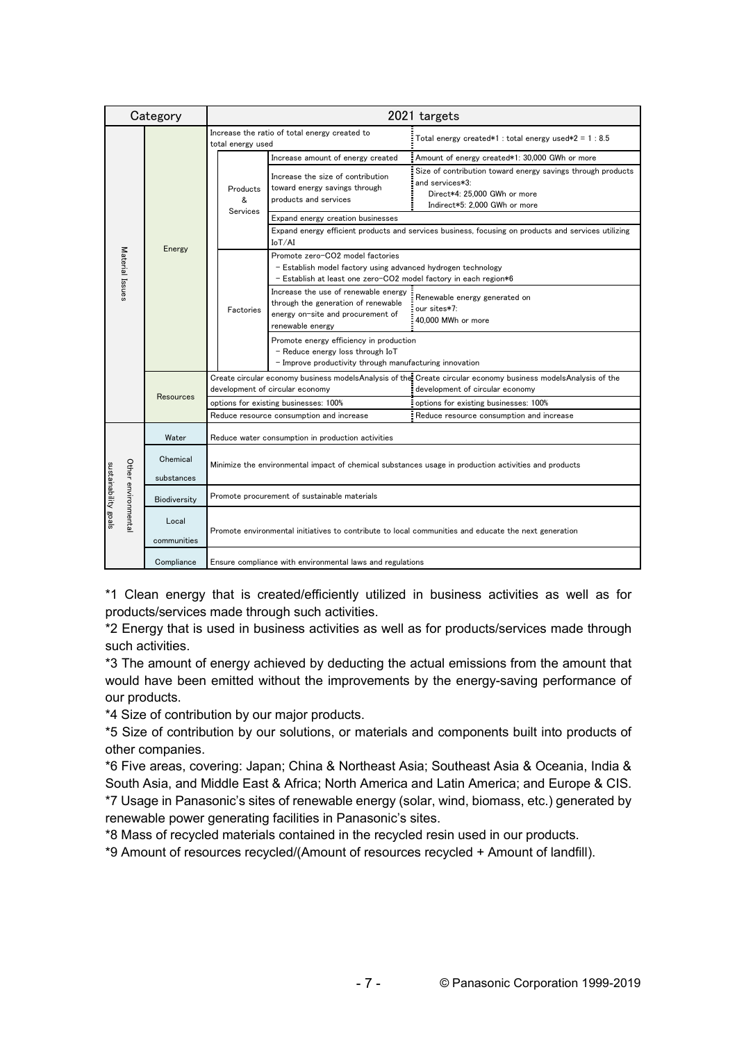| Category | | 2021 targets | | | |
|---|---|---|---|---|---|
| Material Issues | Energy | Increase the ratio of total energy created to total energy used | | | Total energy created*1 : total energy used*2 = 1 : 8.5 |
| | | | Products & Services | Increase amount of energy created | Amount of energy created*1: 30,000 GWh or more |
| | | | | Increase the size of contribution toward energy savings through products and services | Size of contribution toward energy savings through products and services*3: Direct*4: 25,000 GWh or more Indirect*5: 2,000 GWh or more |
| | | | | Expand energy creation businesses | |
| | | | | Expand energy efficient products and services business, focusing on products and services utilizing IoT/AI | |
| | | | Factories | Promote zero-CO2 model factories - Establish model factory using advanced hydrogen technology - Establish at least one zero-CO2 model factory in each region*6 | |
| | | | | Increase the use of renewable energy through the generation of renewable energy on-site and procurement of renewable energy | Renewable energy generated on our sites*7: 40,000 MWh or more |
| | | | | Promote energy efficiency in production - Reduce energy loss through IoT - Improve productivity through manufacturing innovation | |
| | Resources | Create circular economy business modelsAnalysis of the development of circular economy | | | Create circular economy business modelsAnalysis of the development of circular economy |
| | | options for existing businesses: 100% | | | options for existing businesses: 100% |
| | | Reduce resource consumption and increase | | | Reduce resource consumption and increase |
| Other environmental sustainability goals | Water | Reduce water consumption in production activities | | | |
| | Chemical substances | Minimize the environmental impact of chemical substances usage in production activities and products | | | |
| | Biodiversity | Promote procurement of sustainable materials | | | |
| | Local communities | Promote environmental initiatives to contribute to local communities and educate the next generation | | | |
| | Compliance | Ensure compliance with environmental laws and regulations | | | |

*1 Clean energy that is created/efficiently utilized in business activities as well as for products/services made through such activities.

*2 Energy that is used in business activities as well as for products/services made through such activities.

*3 The amount of energy achieved by deducting the actual emissions from the amount that would have been emitted without the improvements by the energy-saving performance of our products.

*4 Size of contribution by our major products.

*5 Size of contribution by our solutions, or materials and components built into products of other companies.

*6 Five areas, covering: Japan; China & Northeast Asia; Southeast Asia & Oceania, India & South Asia, and Middle East & Africa; North America and Latin America; and Europe & CIS.

*7 Usage in Panasonic's sites of renewable energy (solar, wind, biomass, etc.) generated by renewable power generating facilities in Panasonic's sites.

*8 Mass of recycled materials contained in the recycled resin used in our products.

*9 Amount of resources recycled/(Amount of resources recycled + Amount of landfill).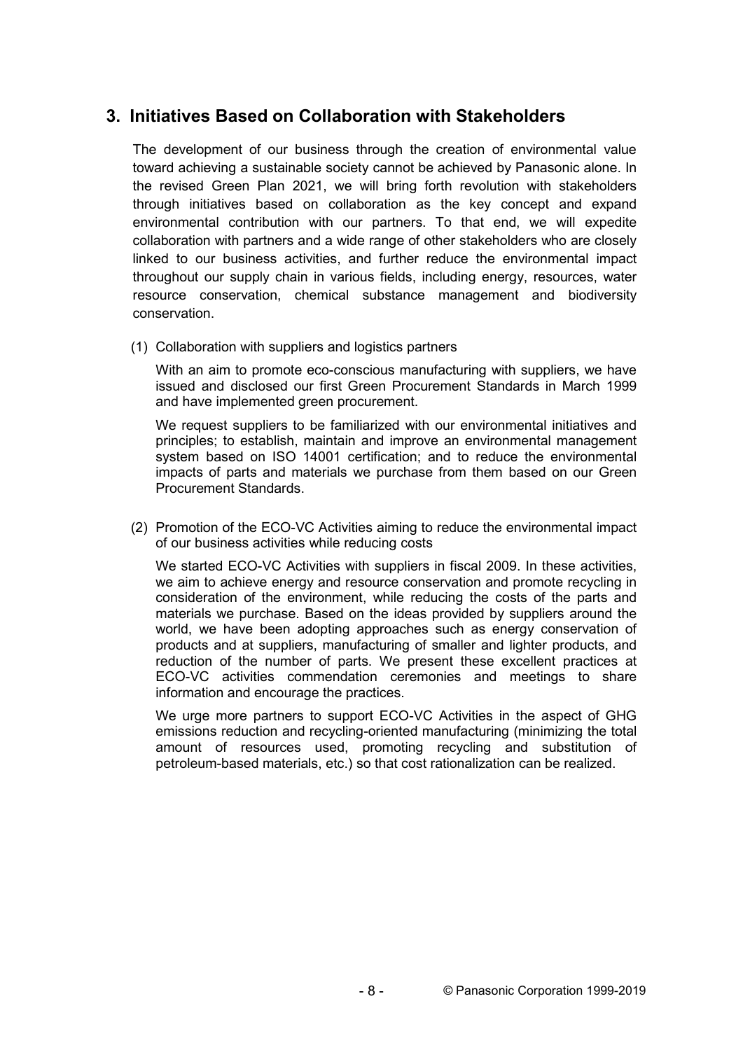## 3. Initiatives Based on Collaboration with Stakeholders

The development of our business through the creation of environmental value toward achieving a sustainable society cannot be achieved by Panasonic alone. In the revised Green Plan 2021, we will bring forth revolution with stakeholders through initiatives based on collaboration as the key concept and expand environmental contribution with our partners. To that end, we will expedite collaboration with partners and a wide range of other stakeholders who are closely linked to our business activities, and further reduce the environmental impact throughout our supply chain in various fields, including energy, resources, water resource conservation, chemical substance management and biodiversity conservation.

(1) Collaboration with suppliers and logistics partners

With an aim to promote eco-conscious manufacturing with suppliers, we have issued and disclosed our first Green Procurement Standards in March 1999 and have implemented green procurement.

We request suppliers to be familiarized with our environmental initiatives and principles; to establish, maintain and improve an environmental management system based on ISO 14001 certification; and to reduce the environmental impacts of parts and materials we purchase from them based on our Green Procurement Standards.

(2) Promotion of the ECO-VC Activities aiming to reduce the environmental impact of our business activities while reducing costs

We started ECO-VC Activities with suppliers in fiscal 2009. In these activities, we aim to achieve energy and resource conservation and promote recycling in consideration of the environment, while reducing the costs of the parts and materials we purchase. Based on the ideas provided by suppliers around the world, we have been adopting approaches such as energy conservation of products and at suppliers, manufacturing of smaller and lighter products, and reduction of the number of parts. We present these excellent practices at ECO-VC activities commendation ceremonies and meetings to share information and encourage the practices.

We urge more partners to support ECO-VC Activities in the aspect of GHG emissions reduction and recycling-oriented manufacturing (minimizing the total amount of resources used, promoting recycling and substitution of petroleum-based materials, etc.) so that cost rationalization can be realized.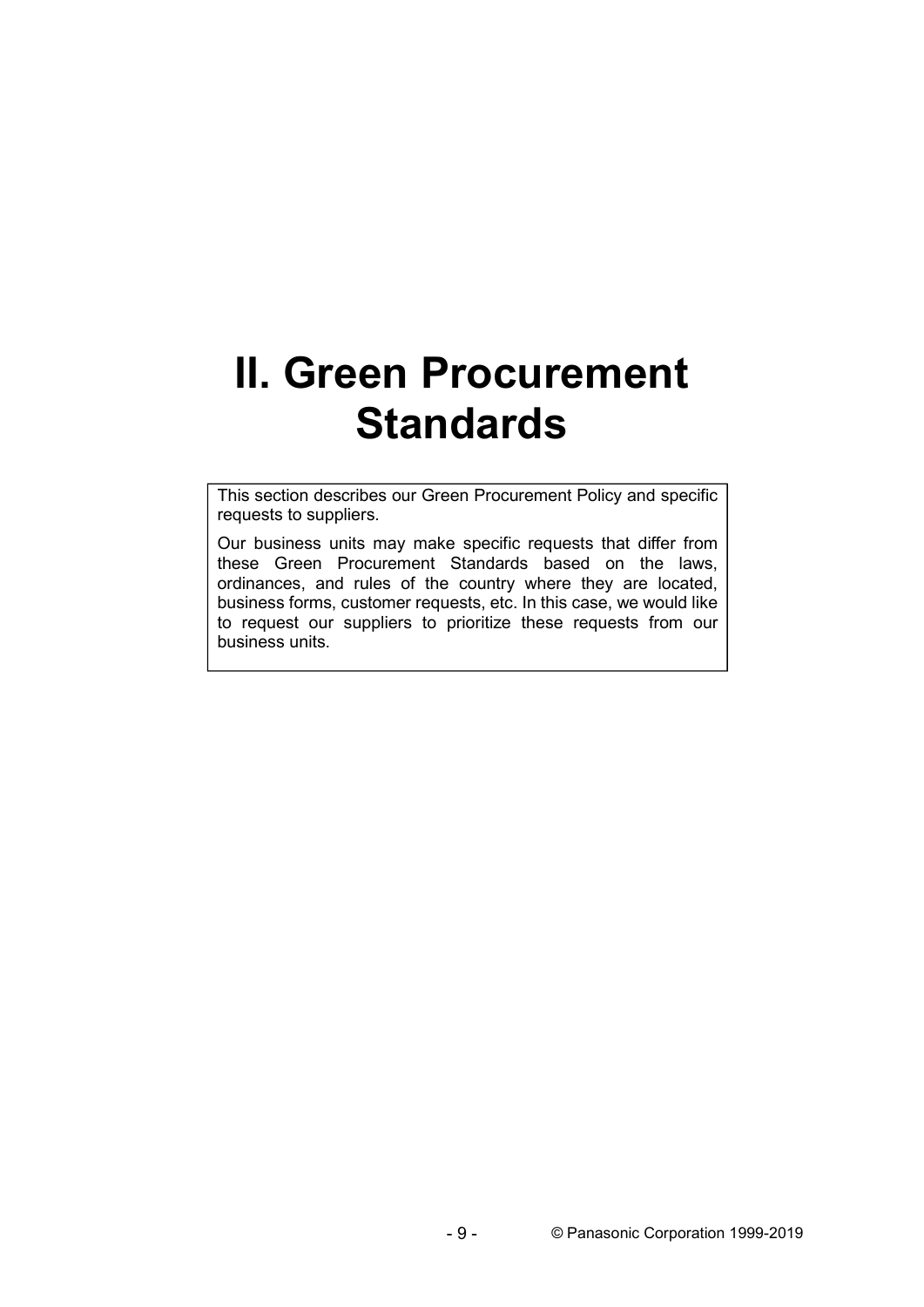# II. Green Procurement Standards

This section describes our Green Procurement Policy and specific requests to suppliers.

Our business units may make specific requests that differ from these Green Procurement Standards based on the laws, ordinances, and rules of the country where they are located, business forms, customer requests, etc. In this case, we would like to request our suppliers to prioritize these requests from our business units.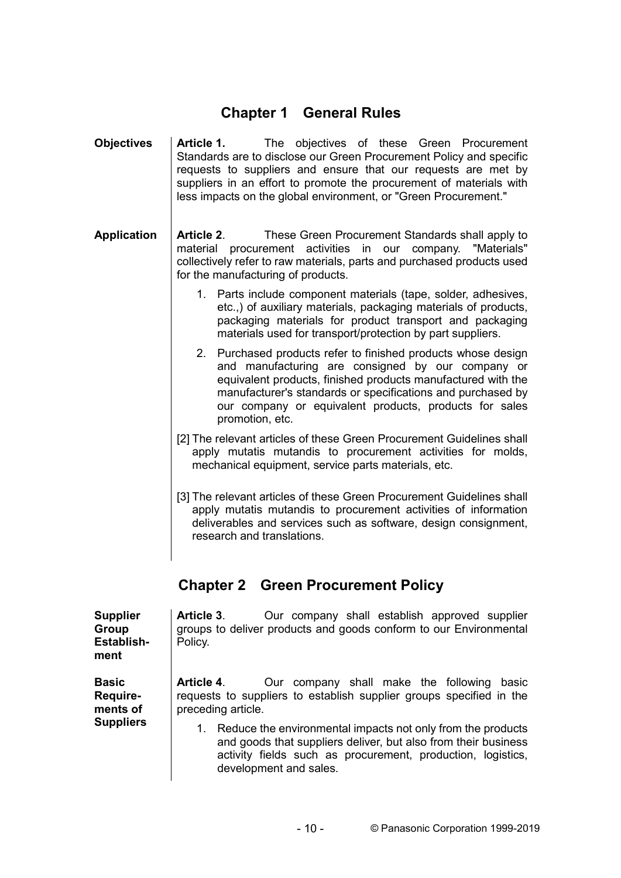## Chapter 1 General Rules

**Objectives**

**Article 1.** The objectives of these Green Procurement Standards are to disclose our Green Procurement Policy and specific requests to suppliers and ensure that our requests are met by suppliers in an effort to promote the procurement of materials with less impacts on the global environment, or "Green Procurement."

**Application**

**Article 2**. These Green Procurement Standards shall apply to material procurement activities in our company. "Materials" collectively refer to raw materials, parts and purchased products used for the manufacturing of products.

1. Parts include component materials (tape, solder, adhesives, etc.,) of auxiliary materials, packaging materials of products, packaging materials for product transport and packaging materials used for transport/protection by part suppliers.
2. Purchased products refer to finished products whose design and manufacturing are consigned by our company or equivalent products, finished products manufactured with the manufacturer's standards or specifications and purchased by our company or equivalent products, products for sales promotion, etc.

[2] The relevant articles of these Green Procurement Guidelines shall apply mutatis mutandis to procurement activities for molds, mechanical equipment, service parts materials, etc.

[3] The relevant articles of these Green Procurement Guidelines shall apply mutatis mutandis to procurement activities of information deliverables and services such as software, design consignment, research and translations.

## Chapter 2 Green Procurement Policy

**Supplier Group Establishment**

**Article 3**. Our company shall establish approved supplier groups to deliver products and goods conform to our Environmental Policy.

**Basic Requirements of Suppliers**

**Article 4**. Our company shall make the following basic requests to suppliers to establish supplier groups specified in the preceding article.

1. Reduce the environmental impacts not only from the products and goods that suppliers deliver, but also from their business activity fields such as procurement, production, logistics, development and sales.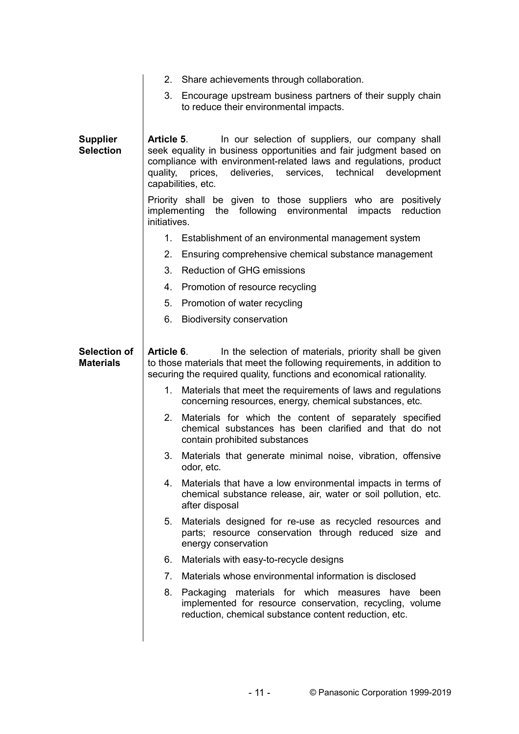2. Share achievements through collaboration.
3. Encourage upstream business partners of their supply chain to reduce their environmental impacts.

**Supplier Selection**

**Article 5**. In our selection of suppliers, our company shall seek equality in business opportunities and fair judgment based on compliance with environment-related laws and regulations, product quality, prices, deliveries, services, technical development capabilities, etc.

Priority shall be given to those suppliers who are positively implementing the following environmental impacts reduction initiatives.

1. Establishment of an environmental management system
2. Ensuring comprehensive chemical substance management
3. Reduction of GHG emissions
4. Promotion of resource recycling
5. Promotion of water recycling
6. Biodiversity conservation

**Selection of Materials**

**Article 6**. In the selection of materials, priority shall be given to those materials that meet the following requirements, in addition to securing the required quality, functions and economical rationality.

1. Materials that meet the requirements of laws and regulations concerning resources, energy, chemical substances, etc.
2. Materials for which the content of separately specified chemical substances has been clarified and that do not contain prohibited substances
3. Materials that generate minimal noise, vibration, offensive odor, etc.
4. Materials that have a low environmental impacts in terms of chemical substance release, air, water or soil pollution, etc. after disposal
5. Materials designed for re-use as recycled resources and parts; resource conservation through reduced size and energy conservation
6. Materials with easy-to-recycle designs
7. Materials whose environmental information is disclosed
8. Packaging materials for which measures have been implemented for resource conservation, recycling, volume reduction, chemical substance content reduction, etc.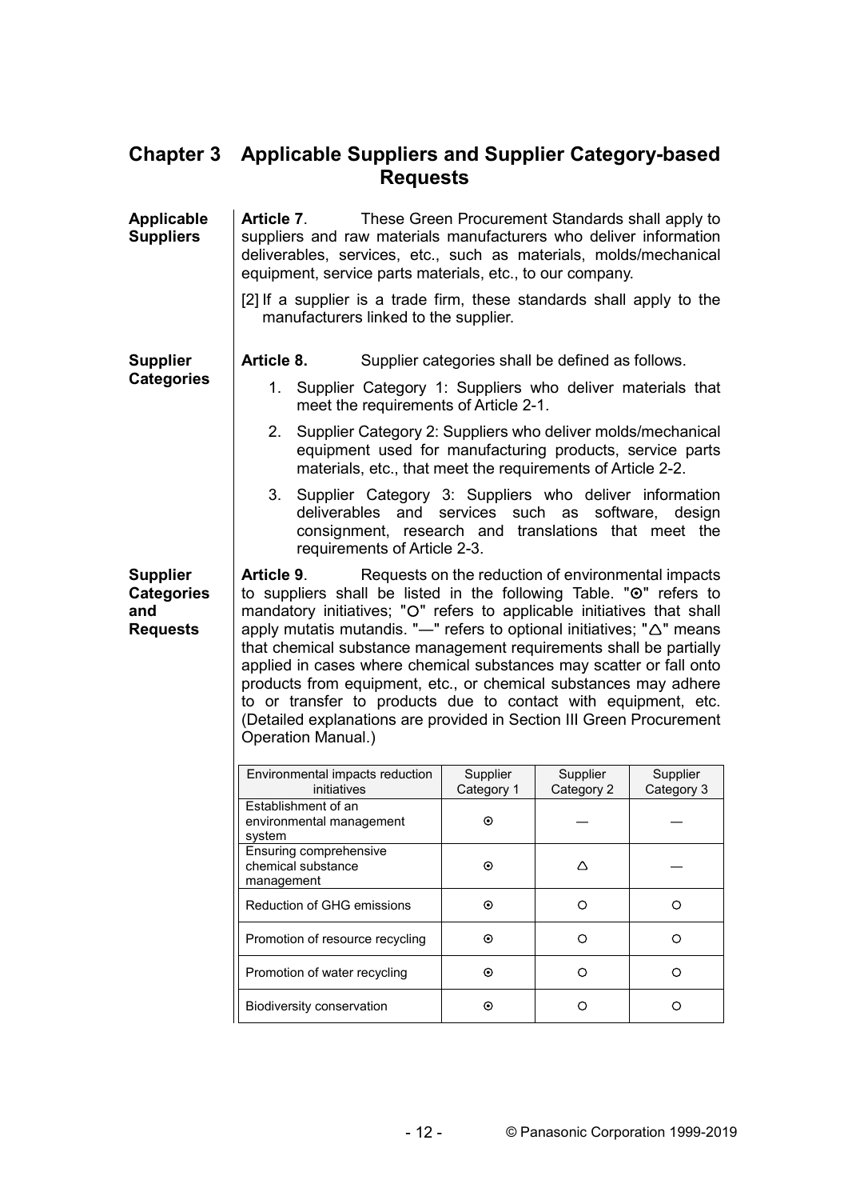# Chapter 3 Applicable Suppliers and Supplier Category-based Requests

**Applicable Suppliers**

**Article 7**. These Green Procurement Standards shall apply to suppliers and raw materials manufacturers who deliver information deliverables, services, etc., such as materials, molds/mechanical equipment, service parts materials, etc., to our company.

[2] If a supplier is a trade firm, these standards shall apply to the manufacturers linked to the supplier.

**Supplier Categories**

**Article 8.** Supplier categories shall be defined as follows.

1. Supplier Category 1: Suppliers who deliver materials that meet the requirements of Article 2-1.
2. Supplier Category 2: Suppliers who deliver molds/mechanical equipment used for manufacturing products, service parts materials, etc., that meet the requirements of Article 2-2.
3. Supplier Category 3: Suppliers who deliver information deliverables and services such as software, design consignment, research and translations that meet the requirements of Article 2-3.

**Supplier Categories and Requests**

**Article 9**. Requests on the reduction of environmental impacts to suppliers shall be listed in the following Table. "⊙" refers to mandatory initiatives; "○" refers to applicable initiatives that shall apply mutatis mutandis. "—" refers to optional initiatives; "△" means that chemical substance management requirements shall be partially applied in cases where chemical substances may scatter or fall onto products from equipment, etc., or chemical substances may adhere to or transfer to products due to contact with equipment, etc. (Detailed explanations are provided in Section III Green Procurement Operation Manual.)

| Environmental impacts reduction initiatives | Supplier Category 1 | Supplier Category 2 | Supplier Category 3 |
|---|---|---|---|
| Establishment of an environmental management system | ⊙ | — | — |
| Ensuring comprehensive chemical substance management | ⊙ | △ | — |
| Reduction of GHG emissions | ⊙ | ○ | ○ |
| Promotion of resource recycling | ⊙ | ○ | ○ |
| Promotion of water recycling | ⊙ | ○ | ○ |
| Biodiversity conservation | ⊙ | ○ | ○ |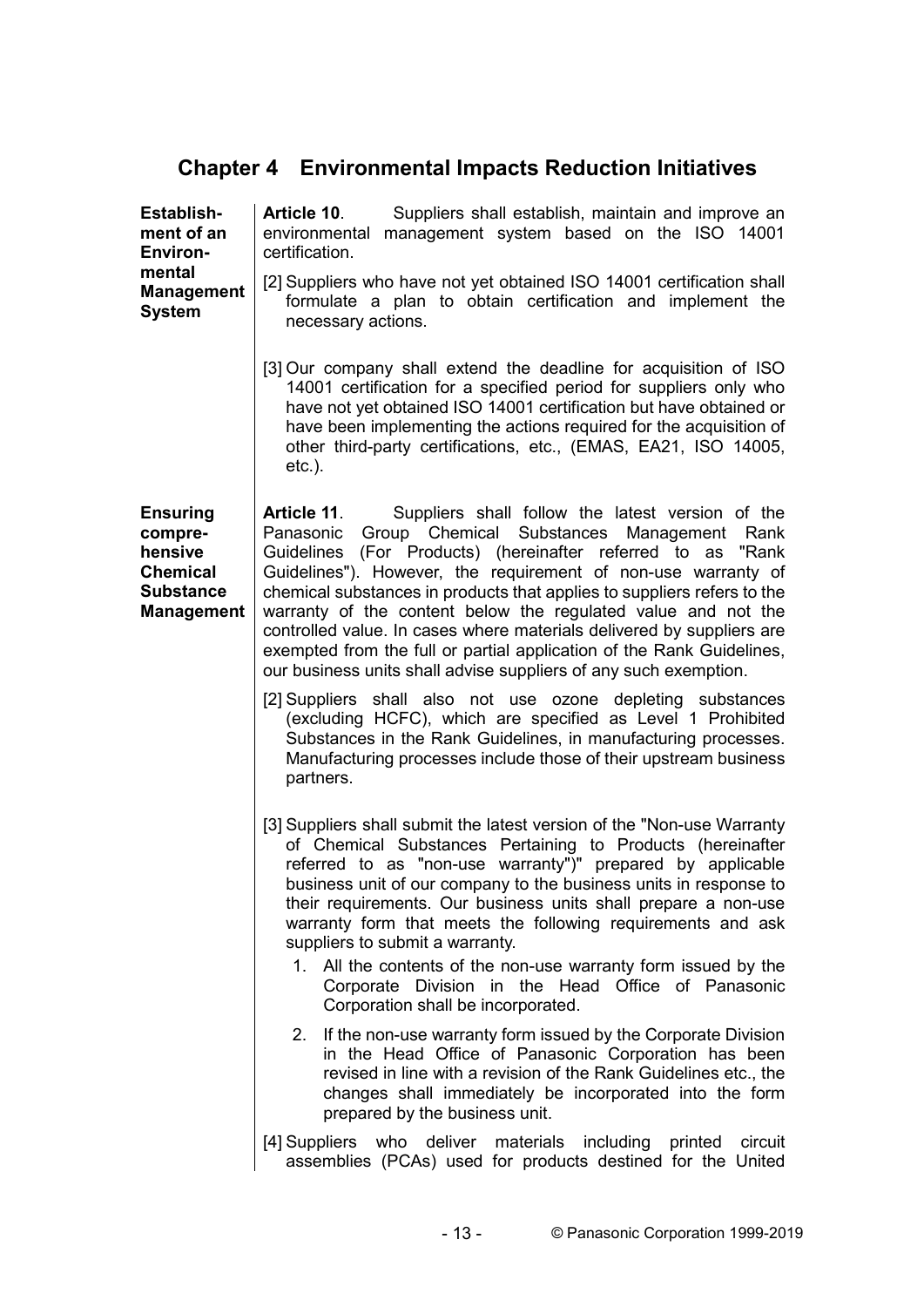## Chapter 4 Environmental Impacts Reduction Initiatives

**Establishment of an Environmental Management System**

**Article 10**. Suppliers shall establish, maintain and improve an environmental management system based on the ISO 14001 certification.

[2] Suppliers who have not yet obtained ISO 14001 certification shall formulate a plan to obtain certification and implement the necessary actions.

[3] Our company shall extend the deadline for acquisition of ISO 14001 certification for a specified period for suppliers only who have not yet obtained ISO 14001 certification but have obtained or have been implementing the actions required for the acquisition of other third-party certifications, etc., (EMAS, EA21, ISO 14005, etc.).

**Ensuring comprehensive Chemical Substance Management**

**Article 11**. Suppliers shall follow the latest version of the Panasonic Group Chemical Substances Management Rank Guidelines (For Products) (hereinafter referred to as "Rank Guidelines"). However, the requirement of non-use warranty of chemical substances in products that applies to suppliers refers to the warranty of the content below the regulated value and not the controlled value. In cases where materials delivered by suppliers are exempted from the full or partial application of the Rank Guidelines, our business units shall advise suppliers of any such exemption.

[2] Suppliers shall also not use ozone depleting substances (excluding HCFC), which are specified as Level 1 Prohibited Substances in the Rank Guidelines, in manufacturing processes. Manufacturing processes include those of their upstream business partners.

[3] Suppliers shall submit the latest version of the "Non-use Warranty of Chemical Substances Pertaining to Products (hereinafter referred to as "non-use warranty")" prepared by applicable business unit of our company to the business units in response to their requirements. Our business units shall prepare a non-use warranty form that meets the following requirements and ask suppliers to submit a warranty.

1. All the contents of the non-use warranty form issued by the Corporate Division in the Head Office of Panasonic Corporation shall be incorporated.
2. If the non-use warranty form issued by the Corporate Division in the Head Office of Panasonic Corporation has been revised in line with a revision of the Rank Guidelines etc., the changes shall immediately be incorporated into the form prepared by the business unit.

[4] Suppliers who deliver materials including printed circuit assemblies (PCAs) used for products destined for the United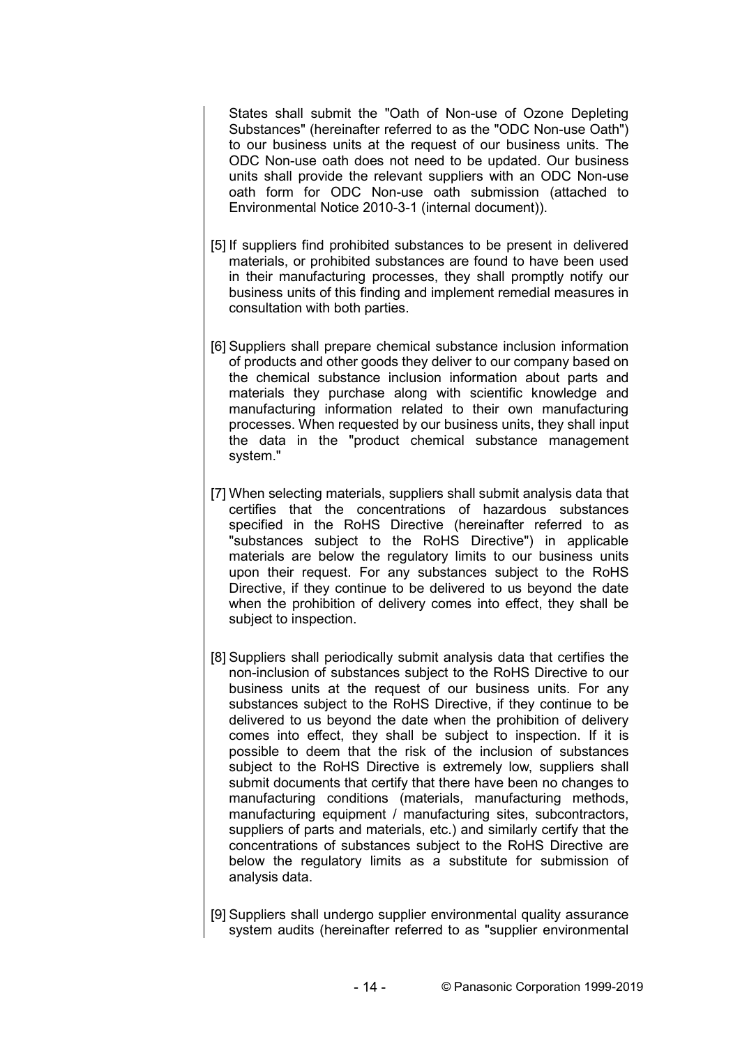States shall submit the "Oath of Non-use of Ozone Depleting Substances" (hereinafter referred to as the "ODC Non-use Oath") to our business units at the request of our business units. The ODC Non-use oath does not need to be updated. Our business units shall provide the relevant suppliers with an ODC Non-use oath form for ODC Non-use oath submission (attached to Environmental Notice 2010-3-1 (internal document)).

[5] If suppliers find prohibited substances to be present in delivered materials, or prohibited substances are found to have been used in their manufacturing processes, they shall promptly notify our business units of this finding and implement remedial measures in consultation with both parties.

[6] Suppliers shall prepare chemical substance inclusion information of products and other goods they deliver to our company based on the chemical substance inclusion information about parts and materials they purchase along with scientific knowledge and manufacturing information related to their own manufacturing processes. When requested by our business units, they shall input the data in the "product chemical substance management system."

[7] When selecting materials, suppliers shall submit analysis data that certifies that the concentrations of hazardous substances specified in the RoHS Directive (hereinafter referred to as "substances subject to the RoHS Directive") in applicable materials are below the regulatory limits to our business units upon their request. For any substances subject to the RoHS Directive, if they continue to be delivered to us beyond the date when the prohibition of delivery comes into effect, they shall be subject to inspection.

[8] Suppliers shall periodically submit analysis data that certifies the non-inclusion of substances subject to the RoHS Directive to our business units at the request of our business units. For any substances subject to the RoHS Directive, if they continue to be delivered to us beyond the date when the prohibition of delivery comes into effect, they shall be subject to inspection. If it is possible to deem that the risk of the inclusion of substances subject to the RoHS Directive is extremely low, suppliers shall submit documents that certify that there have been no changes to manufacturing conditions (materials, manufacturing methods, manufacturing equipment / manufacturing sites, subcontractors, suppliers of parts and materials, etc.) and similarly certify that the concentrations of substances subject to the RoHS Directive are below the regulatory limits as a substitute for submission of analysis data.

[9] Suppliers shall undergo supplier environmental quality assurance system audits (hereinafter referred to as "supplier environmental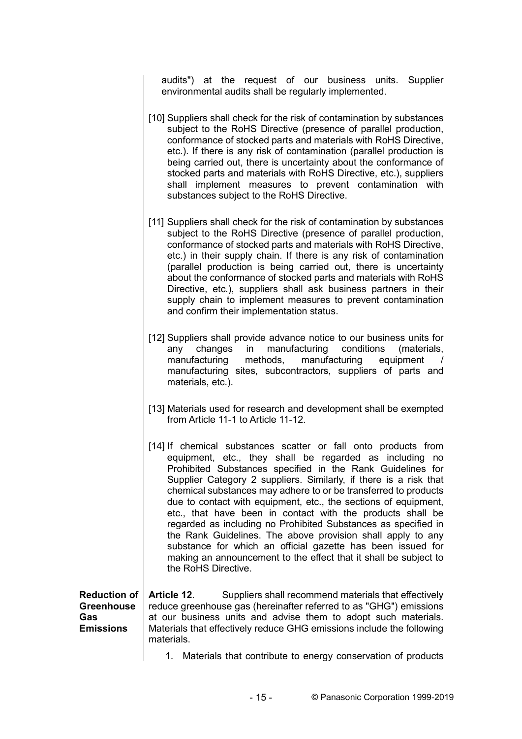audits") at the request of our business units. Supplier environmental audits shall be regularly implemented.

[10] Suppliers shall check for the risk of contamination by substances subject to the RoHS Directive (presence of parallel production, conformance of stocked parts and materials with RoHS Directive, etc.). If there is any risk of contamination (parallel production is being carried out, there is uncertainty about the conformance of stocked parts and materials with RoHS Directive, etc.), suppliers shall implement measures to prevent contamination with substances subject to the RoHS Directive.

[11] Suppliers shall check for the risk of contamination by substances subject to the RoHS Directive (presence of parallel production, conformance of stocked parts and materials with RoHS Directive, etc.) in their supply chain. If there is any risk of contamination (parallel production is being carried out, there is uncertainty about the conformance of stocked parts and materials with RoHS Directive, etc.), suppliers shall ask business partners in their supply chain to implement measures to prevent contamination and confirm their implementation status.

[12] Suppliers shall provide advance notice to our business units for any changes in manufacturing conditions (materials, manufacturing methods, manufacturing equipment / manufacturing sites, subcontractors, suppliers of parts and materials, etc.).

[13] Materials used for research and development shall be exempted from Article 11-1 to Article 11-12.

[14] If chemical substances scatter or fall onto products from equipment, etc., they shall be regarded as including no Prohibited Substances specified in the Rank Guidelines for Supplier Category 2 suppliers. Similarly, if there is a risk that chemical substances may adhere to or be transferred to products due to contact with equipment, etc., the sections of equipment, etc., that have been in contact with the products shall be regarded as including no Prohibited Substances as specified in the Rank Guidelines. The above provision shall apply to any substance for which an official gazette has been issued for making an announcement to the effect that it shall be subject to the RoHS Directive.

**Reduction of Greenhouse Gas Emissions**

**Article 12**. Suppliers shall recommend materials that effectively reduce greenhouse gas (hereinafter referred to as "GHG") emissions at our business units and advise them to adopt such materials. Materials that effectively reduce GHG emissions include the following materials.

1. Materials that contribute to energy conservation of products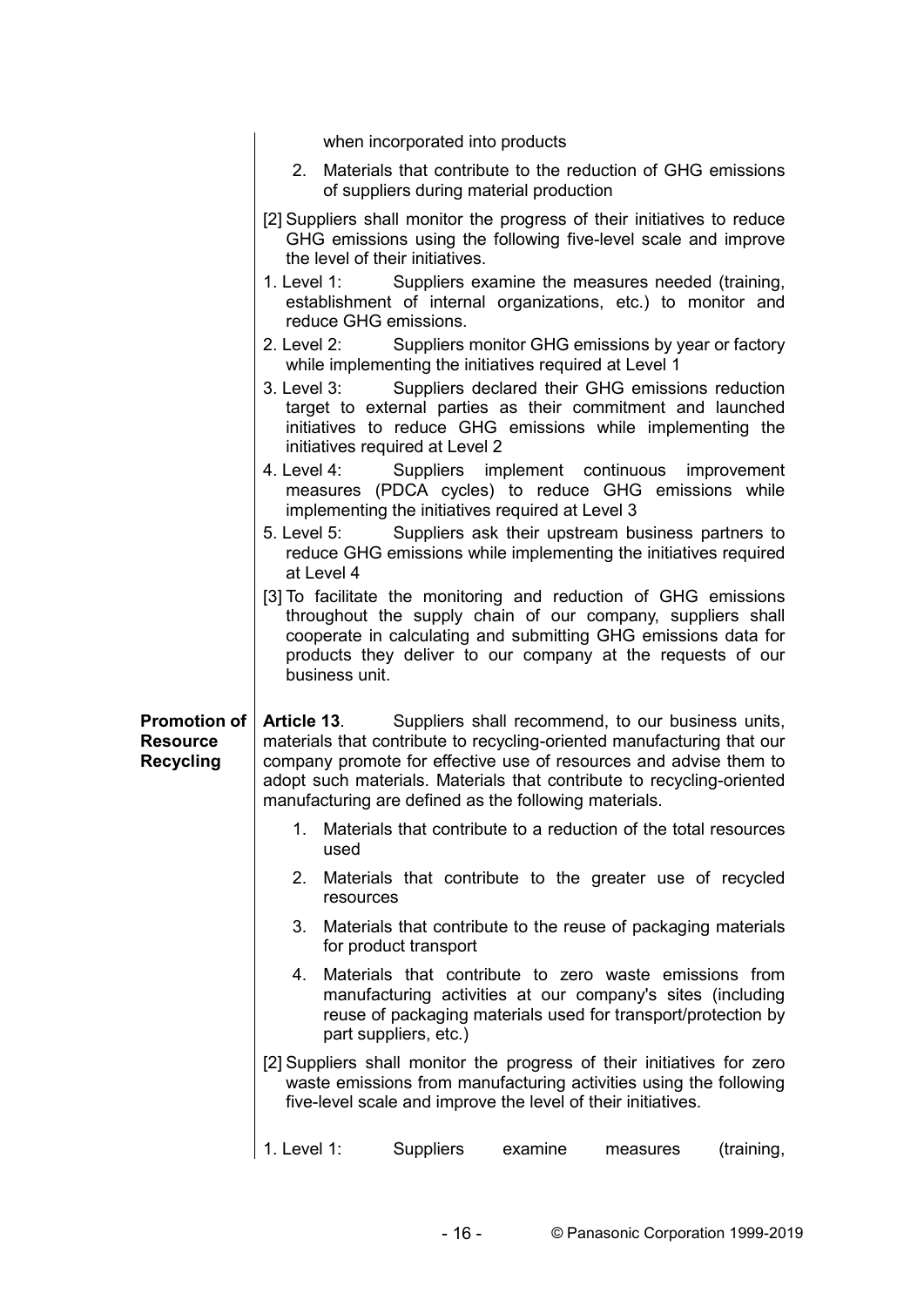when incorporated into products

2. Materials that contribute to the reduction of GHG emissions of suppliers during material production

[2] Suppliers shall monitor the progress of their initiatives to reduce GHG emissions using the following five-level scale and improve the level of their initiatives.

1. Level 1: Suppliers examine the measures needed (training, establishment of internal organizations, etc.) to monitor and reduce GHG emissions.
2. Level 2: Suppliers monitor GHG emissions by year or factory while implementing the initiatives required at Level 1
3. Level 3: Suppliers declared their GHG emissions reduction target to external parties as their commitment and launched initiatives to reduce GHG emissions while implementing the initiatives required at Level 2
4. Level 4: Suppliers implement continuous improvement measures (PDCA cycles) to reduce GHG emissions while implementing the initiatives required at Level 3
5. Level 5: Suppliers ask their upstream business partners to reduce GHG emissions while implementing the initiatives required at Level 4

[3] To facilitate the monitoring and reduction of GHG emissions throughout the supply chain of our company, suppliers shall cooperate in calculating and submitting GHG emissions data for products they deliver to our company at the requests of our business unit.

**Promotion of Resource Recycling**

**Article 13**. Suppliers shall recommend, to our business units, materials that contribute to recycling-oriented manufacturing that our company promote for effective use of resources and advise them to adopt such materials. Materials that contribute to recycling-oriented manufacturing are defined as the following materials.

1. Materials that contribute to a reduction of the total resources used
2. Materials that contribute to the greater use of recycled resources
3. Materials that contribute to the reuse of packaging materials for product transport
4. Materials that contribute to zero waste emissions from manufacturing activities at our company's sites (including reuse of packaging materials used for transport/protection by part suppliers, etc.)

[2] Suppliers shall monitor the progress of their initiatives for zero waste emissions from manufacturing activities using the following five-level scale and improve the level of their initiatives.

1. Level 1: Suppliers examine measures (training,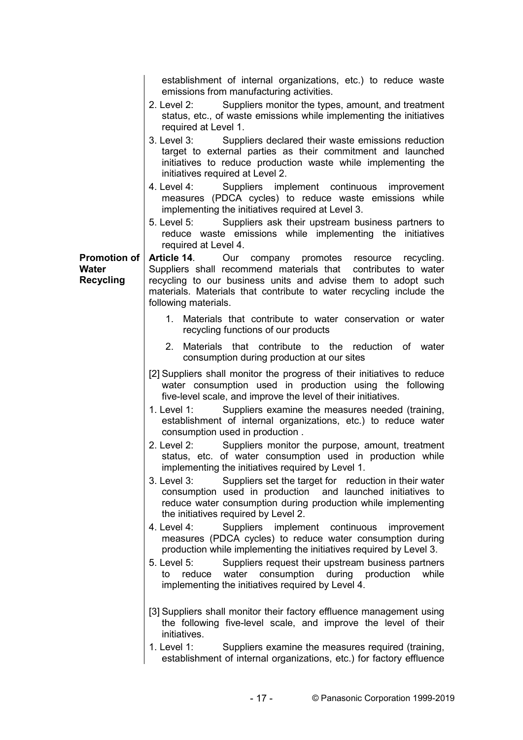establishment of internal organizations, etc.) to reduce waste emissions from manufacturing activities.

2. Level 2: Suppliers monitor the types, amount, and treatment status, etc., of waste emissions while implementing the initiatives required at Level 1.
3. Level 3: Suppliers declared their waste emissions reduction target to external parties as their commitment and launched initiatives to reduce production waste while implementing the initiatives required at Level 2.
4. Level 4: Suppliers implement continuous improvement measures (PDCA cycles) to reduce waste emissions while implementing the initiatives required at Level 3.
5. Level 5: Suppliers ask their upstream business partners to reduce waste emissions while implementing the initiatives required at Level 4.

**Promotion of Water Recycling**

**Article 14**. Our company promotes resource recycling. Suppliers shall recommend materials that contributes to water recycling to our business units and advise them to adopt such materials. Materials that contribute to water recycling include the following materials.

1. Materials that contribute to water conservation or water recycling functions of our products
2. Materials that contribute to the reduction of water consumption during production at our sites

[2] Suppliers shall monitor the progress of their initiatives to reduce water consumption used in production using the following five-level scale, and improve the level of their initiatives.

1. Level 1: Suppliers examine the measures needed (training, establishment of internal organizations, etc.) to reduce water consumption used in production .
2. Level 2: Suppliers monitor the purpose, amount, treatment status, etc. of water consumption used in production while implementing the initiatives required by Level 1.
3. Level 3: Suppliers set the target for reduction in their water consumption used in production and launched initiatives to reduce water consumption during production while implementing the initiatives required by Level 2.
4. Level 4: Suppliers implement continuous improvement measures (PDCA cycles) to reduce water consumption during production while implementing the initiatives required by Level 3.
5. Level 5: Suppliers request their upstream business partners to reduce water consumption during production while implementing the initiatives required by Level 4.

[3] Suppliers shall monitor their factory effluence management using the following five-level scale, and improve the level of their initiatives.

1. Level 1: Suppliers examine the measures required (training, establishment of internal organizations, etc.) for factory effluence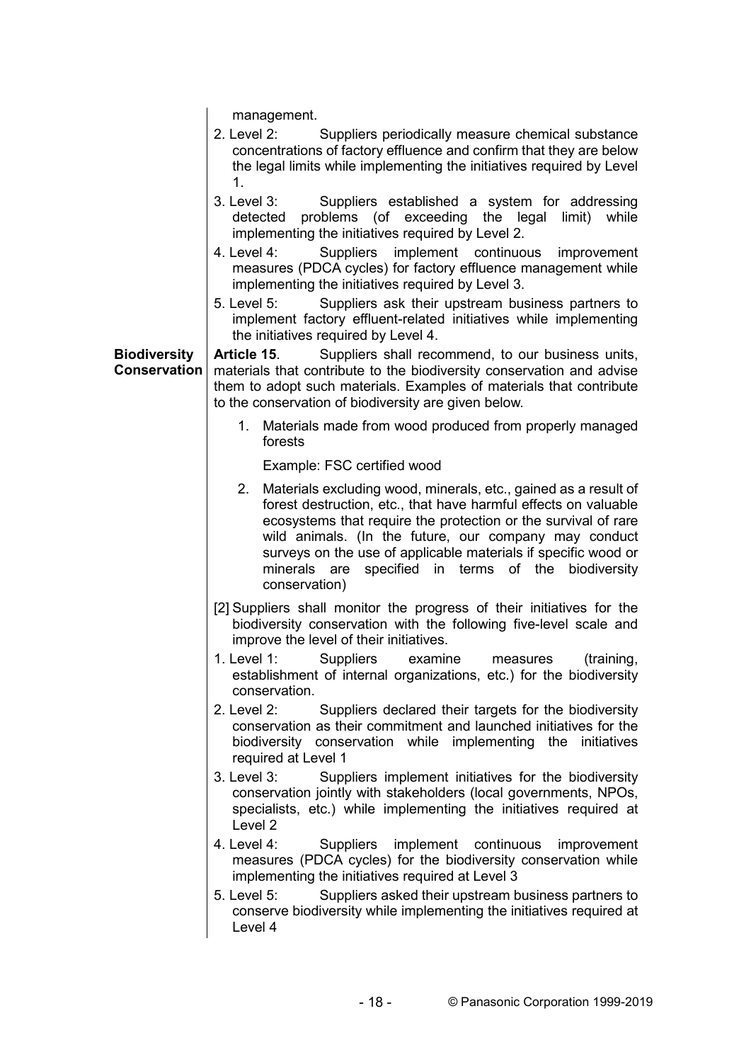management.

2. Level 2: Suppliers periodically measure chemical substance concentrations of factory effluence and confirm that they are below the legal limits while implementing the initiatives required by Level 1.
3. Level 3: Suppliers established a system for addressing detected problems (of exceeding the legal limit) while implementing the initiatives required by Level 2.
4. Level 4: Suppliers implement continuous improvement measures (PDCA cycles) for factory effluence management while implementing the initiatives required by Level 3.
5. Level 5: Suppliers ask their upstream business partners to implement factory effluent-related initiatives while implementing the initiatives required by Level 4.

**Biodiversity Conservation**

**Article 15**. Suppliers shall recommend, to our business units, materials that contribute to the biodiversity conservation and advise them to adopt such materials. Examples of materials that contribute to the conservation of biodiversity are given below.

1. Materials made from wood produced from properly managed forests

   Example: FSC certified wood

2. Materials excluding wood, minerals, etc., gained as a result of forest destruction, etc., that have harmful effects on valuable ecosystems that require the protection or the survival of rare wild animals. (In the future, our company may conduct surveys on the use of applicable materials if specific wood or minerals are specified in terms of the biodiversity conservation)

[2] Suppliers shall monitor the progress of their initiatives for the biodiversity conservation with the following five-level scale and improve the level of their initiatives.

1. Level 1: Suppliers examine measures (training, establishment of internal organizations, etc.) for the biodiversity conservation.
2. Level 2: Suppliers declared their targets for the biodiversity conservation as their commitment and launched initiatives for the biodiversity conservation while implementing the initiatives required at Level 1
3. Level 3: Suppliers implement initiatives for the biodiversity conservation jointly with stakeholders (local governments, NPOs, specialists, etc.) while implementing the initiatives required at Level 2
4. Level 4: Suppliers implement continuous improvement measures (PDCA cycles) for the biodiversity conservation while implementing the initiatives required at Level 3
5. Level 5: Suppliers asked their upstream business partners to conserve biodiversity while implementing the initiatives required at Level 4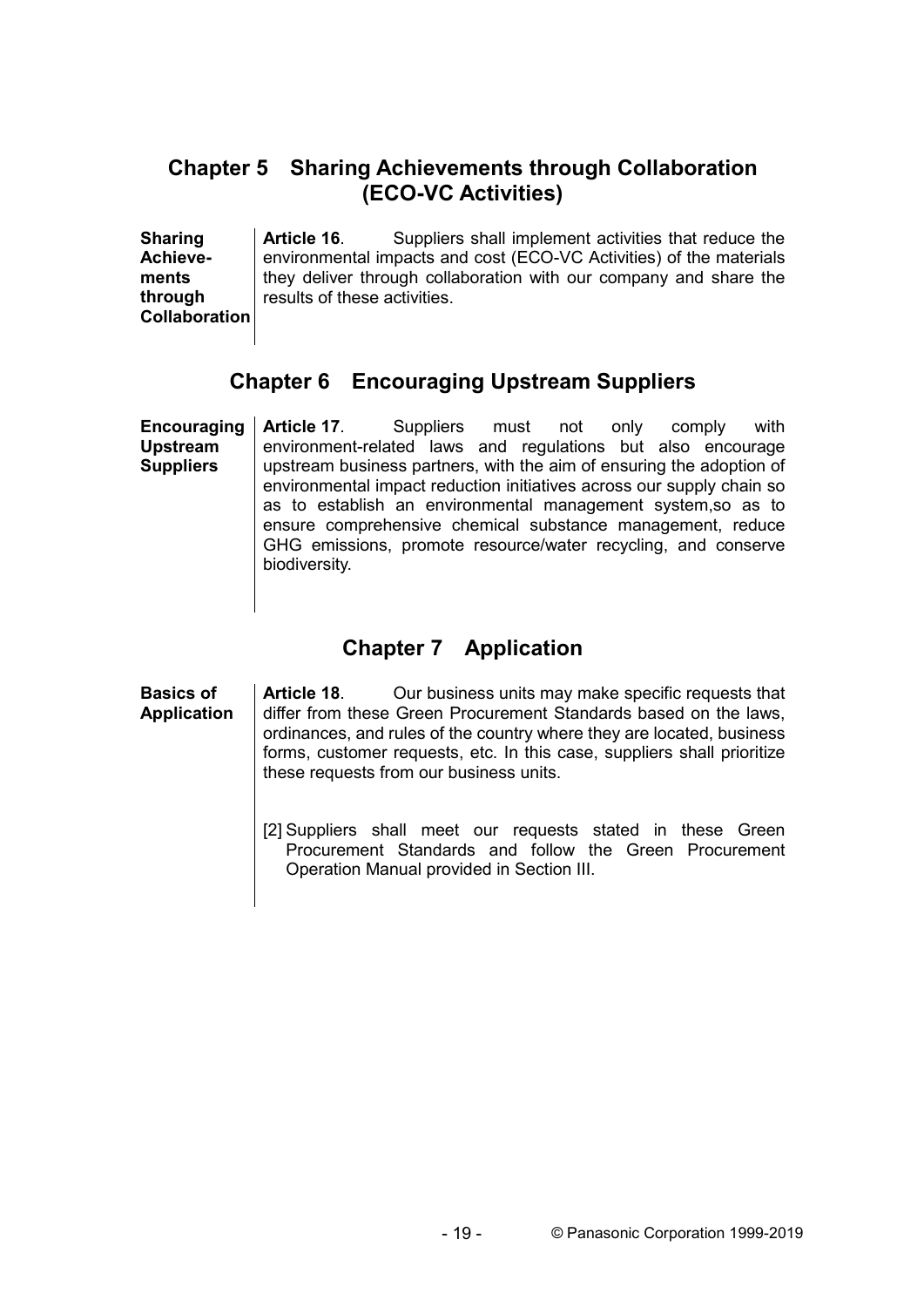## Chapter 5 Sharing Achievements through Collaboration (ECO-VC Activities)

**Sharing Achievements through Collaboration**

**Article 16**. Suppliers shall implement activities that reduce the environmental impacts and cost (ECO-VC Activities) of the materials they deliver through collaboration with our company and share the results of these activities.

## Chapter 6 Encouraging Upstream Suppliers

**Encouraging Upstream Suppliers**

**Article 17**. Suppliers must not only comply with environment-related laws and regulations but also encourage upstream business partners, with the aim of ensuring the adoption of environmental impact reduction initiatives across our supply chain so as to establish an environmental management system,so as to ensure comprehensive chemical substance management, reduce GHG emissions, promote resource/water recycling, and conserve biodiversity.

## Chapter 7 Application

**Basics of Application**

**Article 18**. Our business units may make specific requests that differ from these Green Procurement Standards based on the laws, ordinances, and rules of the country where they are located, business forms, customer requests, etc. In this case, suppliers shall prioritize these requests from our business units.

[2] Suppliers shall meet our requests stated in these Green Procurement Standards and follow the Green Procurement Operation Manual provided in Section III.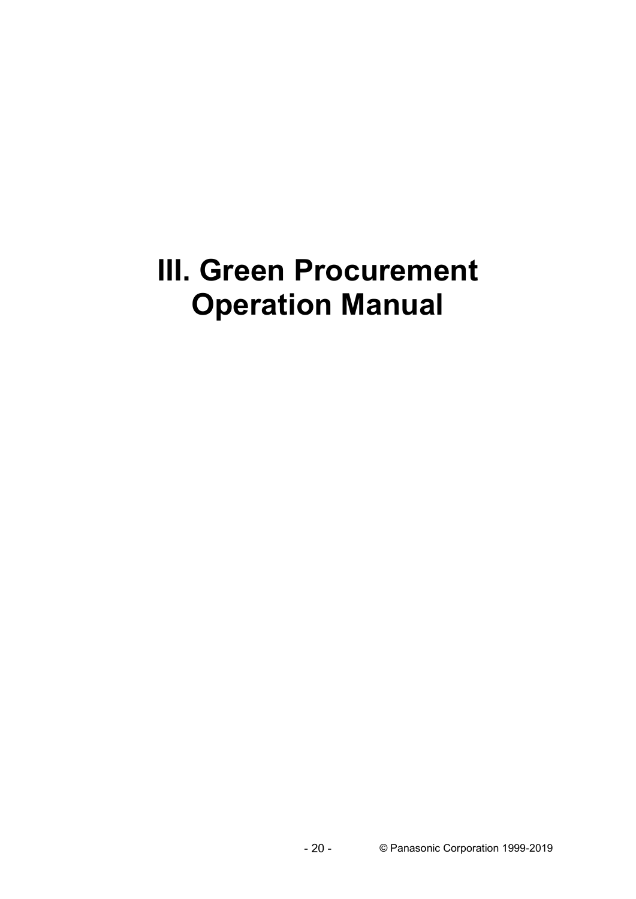# III. Green Procurement Operation Manual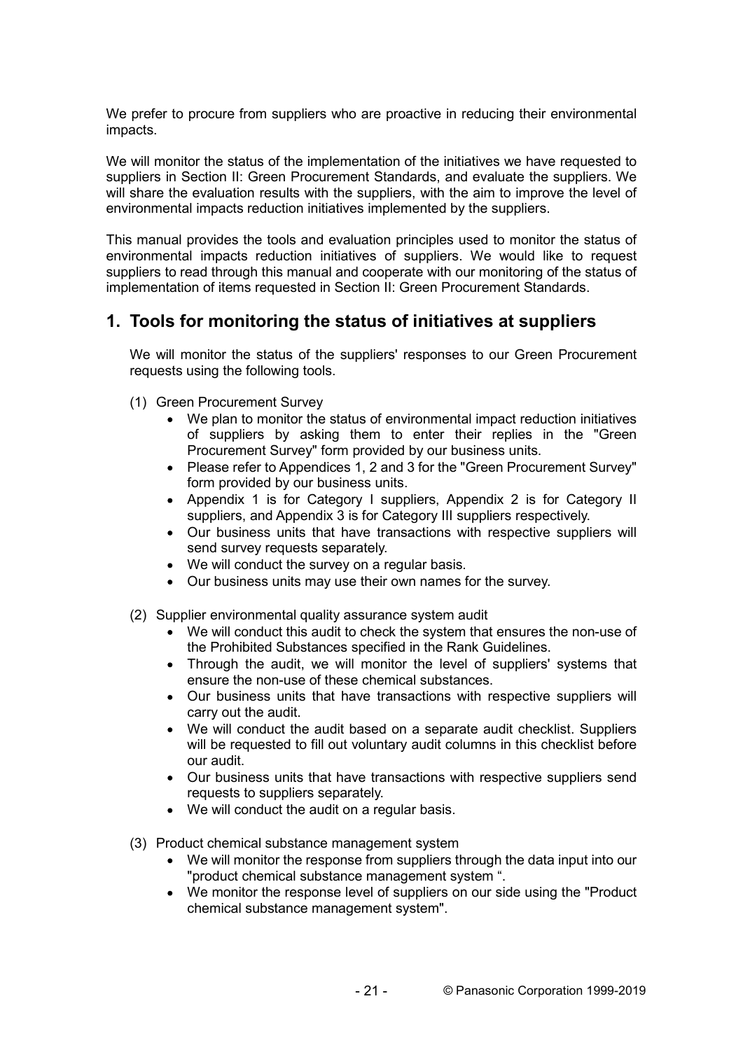We prefer to procure from suppliers who are proactive in reducing their environmental impacts.

We will monitor the status of the implementation of the initiatives we have requested to suppliers in Section II: Green Procurement Standards, and evaluate the suppliers. We will share the evaluation results with the suppliers, with the aim to improve the level of environmental impacts reduction initiatives implemented by the suppliers.

This manual provides the tools and evaluation principles used to monitor the status of environmental impacts reduction initiatives of suppliers. We would like to request suppliers to read through this manual and cooperate with our monitoring of the status of implementation of items requested in Section II: Green Procurement Standards.

## 1. Tools for monitoring the status of initiatives at suppliers

We will monitor the status of the suppliers' responses to our Green Procurement requests using the following tools.

(1) Green Procurement Survey

- We plan to monitor the status of environmental impact reduction initiatives of suppliers by asking them to enter their replies in the "Green Procurement Survey" form provided by our business units.
- Please refer to Appendices 1, 2 and 3 for the "Green Procurement Survey" form provided by our business units.
- Appendix 1 is for Category I suppliers, Appendix 2 is for Category II suppliers, and Appendix 3 is for Category III suppliers respectively.
- Our business units that have transactions with respective suppliers will send survey requests separately.
- We will conduct the survey on a regular basis.
- Our business units may use their own names for the survey.

(2) Supplier environmental quality assurance system audit

- We will conduct this audit to check the system that ensures the non-use of the Prohibited Substances specified in the Rank Guidelines.
- Through the audit, we will monitor the level of suppliers' systems that ensure the non-use of these chemical substances.
- Our business units that have transactions with respective suppliers will carry out the audit.
- We will conduct the audit based on a separate audit checklist. Suppliers will be requested to fill out voluntary audit columns in this checklist before our audit.
- Our business units that have transactions with respective suppliers send requests to suppliers separately.
- We will conduct the audit on a regular basis.

(3) Product chemical substance management system

- We will monitor the response from suppliers through the data input into our "product chemical substance management system ".
- We monitor the response level of suppliers on our side using the "Product chemical substance management system".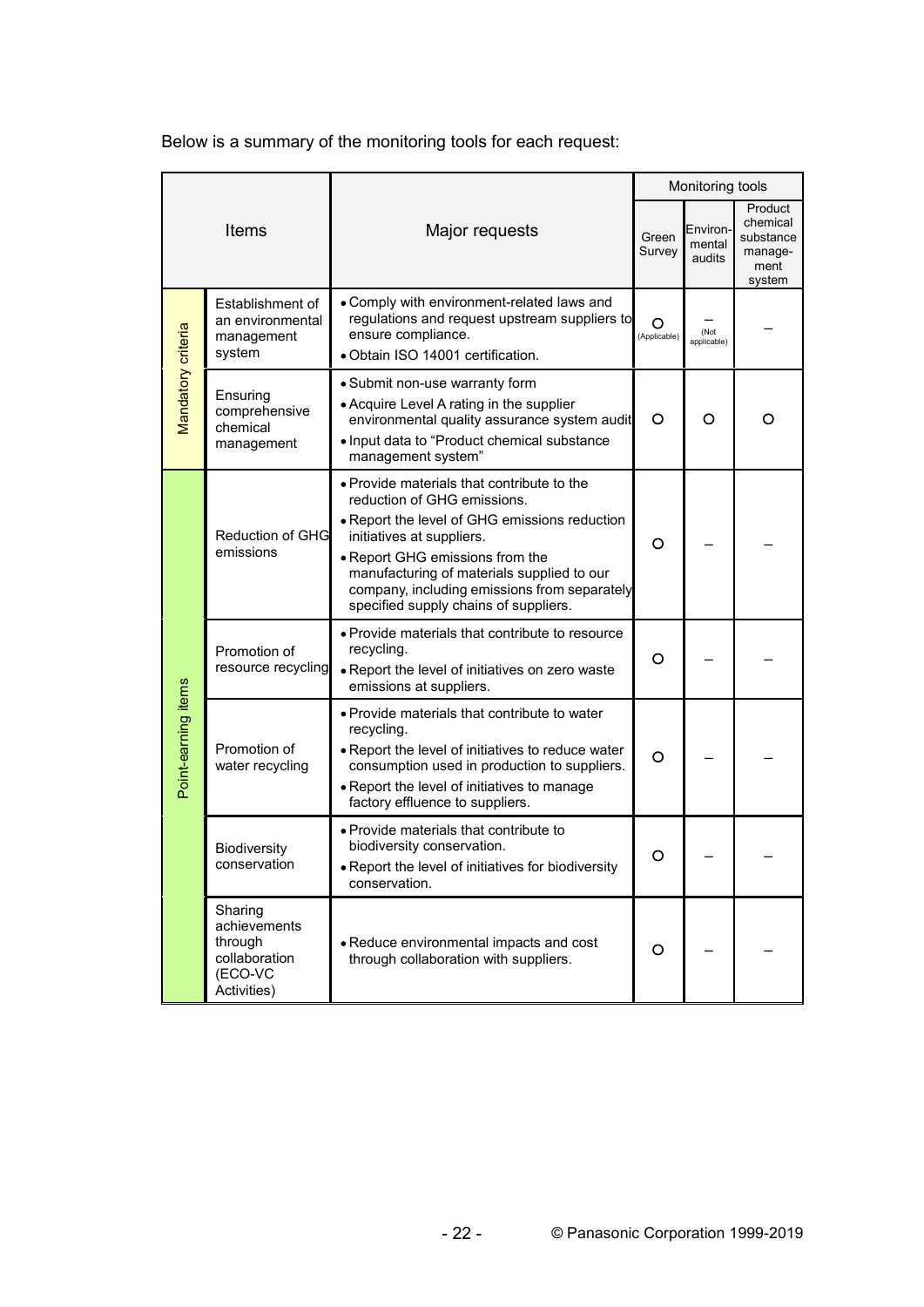Below is a summary of the monitoring tools for each request:

| Items | | Major requests | Monitoring tools | | |
|---|---|---|---|---|---|
| | | | Green Survey | Environmental audits | Product chemical substance management system |
| Mandatory criteria | Establishment of an environmental management system | • Comply with environment-related laws and regulations and request upstream suppliers to ensure compliance.<br>• Obtain ISO 14001 certification. | ○ (Applicable) | – (Not applicable) | – |
| Mandatory criteria | Ensuring comprehensive chemical management | • Submit non-use warranty form<br>• Acquire Level A rating in the supplier environmental quality assurance system audit<br>• Input data to "Product chemical substance management system" | ○ | ○ | ○ |
| Point-earning items | Reduction of GHG emissions | • Provide materials that contribute to the reduction of GHG emissions.<br>• Report the level of GHG emissions reduction initiatives at suppliers.<br>• Report GHG emissions from the manufacturing of materials supplied to our company, including emissions from separately specified supply chains of suppliers. | ○ | – | – |
| Point-earning items | Promotion of resource recycling | • Provide materials that contribute to resource recycling.<br>• Report the level of initiatives on zero waste emissions at suppliers. | ○ | – | – |
| Point-earning items | Promotion of water recycling | • Provide materials that contribute to water recycling.<br>• Report the level of initiatives to reduce water consumption used in production to suppliers.<br>• Report the level of initiatives to manage factory effluence to suppliers. | ○ | – | – |
| Point-earning items | Biodiversity conservation | • Provide materials that contribute to biodiversity conservation.<br>• Report the level of initiatives for biodiversity conservation. | ○ | – | – |
| Point-earning items | Sharing achievements through collaboration (ECO-VC Activities) | • Reduce environmental impacts and cost through collaboration with suppliers. | ○ | – | – |

© Panasonic Corporation 1999-2019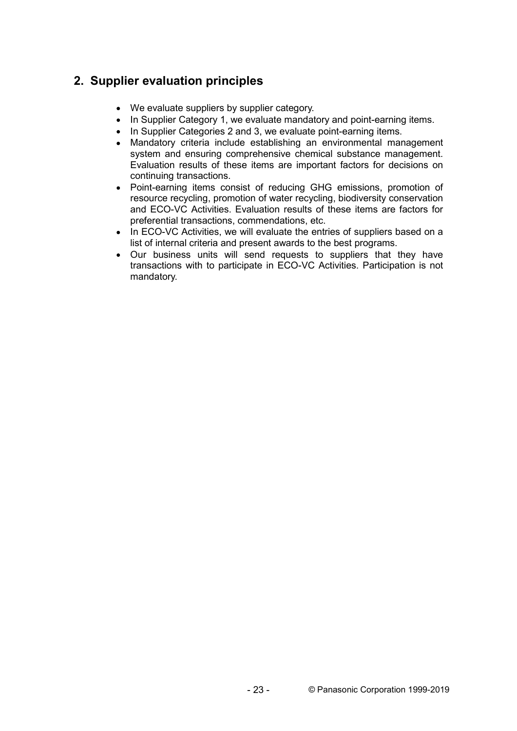## 2. Supplier evaluation principles

- We evaluate suppliers by supplier category.
- In Supplier Category 1, we evaluate mandatory and point-earning items.
- In Supplier Categories 2 and 3, we evaluate point-earning items.
- Mandatory criteria include establishing an environmental management system and ensuring comprehensive chemical substance management. Evaluation results of these items are important factors for decisions on continuing transactions.
- Point-earning items consist of reducing GHG emissions, promotion of resource recycling, promotion of water recycling, biodiversity conservation and ECO-VC Activities. Evaluation results of these items are factors for preferential transactions, commendations, etc.
- In ECO-VC Activities, we will evaluate the entries of suppliers based on a list of internal criteria and present awards to the best programs.
- Our business units will send requests to suppliers that they have transactions with to participate in ECO-VC Activities. Participation is not mandatory.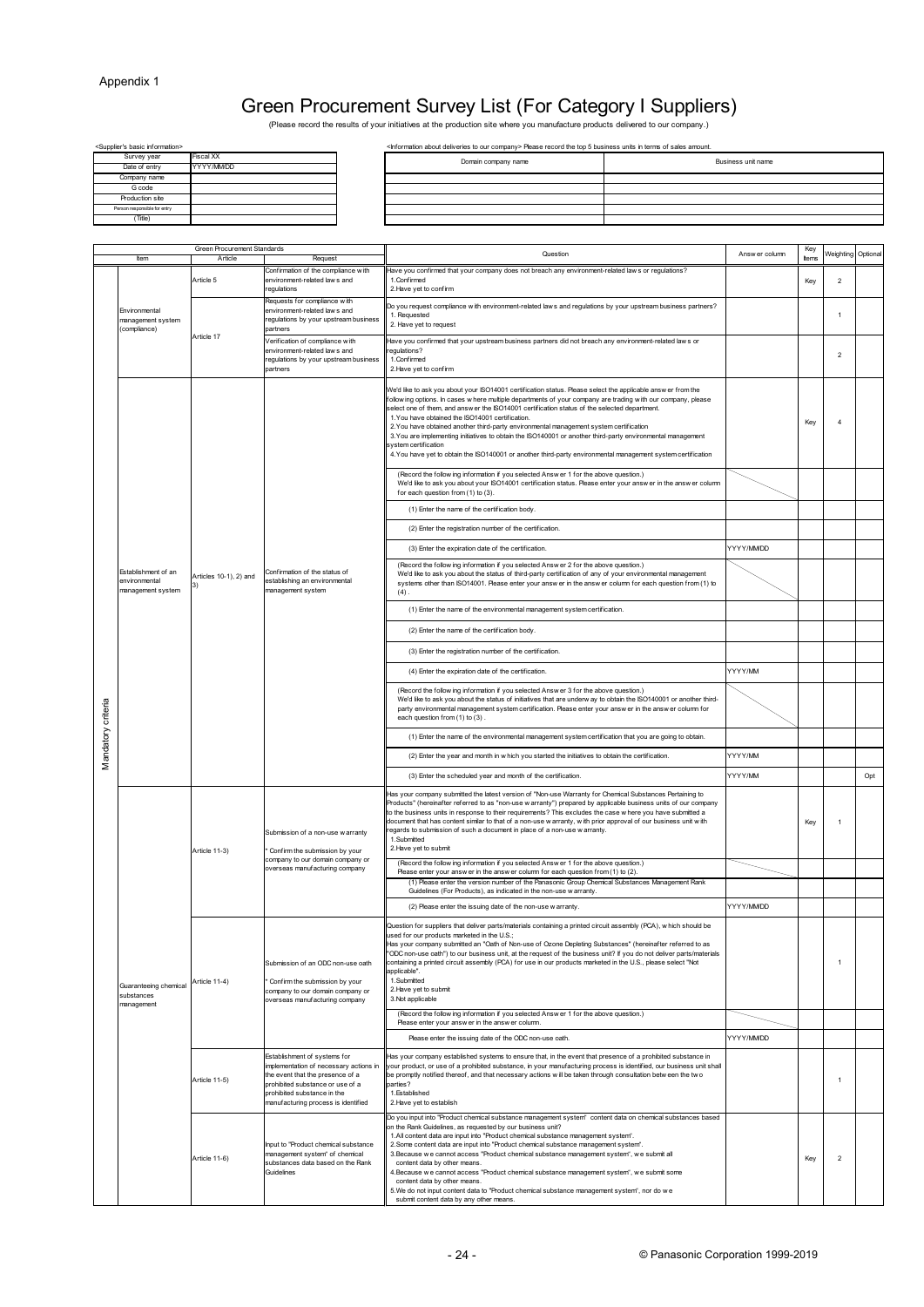Appendix 1

# Green Procurement Survey List (For Category I Suppliers)

(Please record the results of your initiatives at the production site where you manufacture products delivered to our company.)

<Supplier's basic information>

| | |
|---|---|
| Survey year | Fiscal XX |
| Date of entry | YYYY/MM/DD |
| Company name | |
| G code | |
| Production site | |
| Person responsible for entry | |
| (Title) | |

<Information about deliveries to our company> Please record the top 5 business units in terms of sales amount.

| Domain company name | Business unit name |
|---|---|
| | |
| | |
| | |
| | |
| | |

| | Green Procurement Standards | | | Question | Answer column | Key items | Weighting | Optional |
|---|---|---|---|---|---|---|---|---|
| | Item | Article | Request | | | | | |
| Mandatory criteria | Environmental management system (compliance) | Article 5 | Confirmation of the compliance with environment-related laws and regulations | Have you confirmed that your company does not breach any environment-related laws or regulations?<br>1.Confirmed<br>2.Have yet to confirm | | Key | 2 | |
| | | Article 17 | Requests for compliance with environment-related laws and regulations by your upstream business partners | Do you request compliance with environment-related laws and regulations by your upstream business partners?<br>1. Requested<br>2. Have yet to request | | | 1 | |
| | | | Verification of compliance with environment-related laws and regulations by your upstream business partners | Have you confirmed that your upstream business partners did not breach any environment-related laws or regulations?<br>1.Confirmed<br>2.Have yet to confirm | | | 2 | |
| | Establishment of an environmental management system | Articles 10-1), 2) and 3) | Confirmation of the status of establishing an environmental management system | We'd like to ask you about your ISO14001 certification status. Please select the applicable answer from the following options. In cases where multiple departments of your company are trading with our company, please select one of them, and answer the ISO14001 certification status of the selected department.<br>1.You have obtained the ISO14001 certification.<br>2.You have obtained another third-party environmental management system certification<br>3.You are implementing initiatives to obtain the ISO140001 or another third-party environmental management system certification<br>4.You have yet to obtain the ISO140001 or another third-party environmental management system certification | | Key | 4 | |
| | | | | (Record the following information if you selected Answer 1 for the above question.)<br>We'd like to ask you about your ISO14001 certification status. Please enter your answer in the answer column for each question from (1) to (3). | | | | |
| | | | | (1) Enter the name of the certification body. | | | | |
| | | | | (2) Enter the registration number of the certification. | | | | |
| | | | | (3) Enter the expiration date of the certification. | YYYY/MM/DD | | | |
| | | | | (Record the following information if you selected Answer 2 for the above question.)<br>We'd like to ask you about the status of third-party certification of any of your environmental management systems other than ISO14001. Please enter your answer in the answer column for each question from (1) to (4). | | | | |
| | | | | (1) Enter the name of the environmental management system certification. | | | | |
| | | | | (2) Enter the name of the certification body. | | | | |
| | | | | (3) Enter the registration number of the certification. | | | | |
| | | | | (4) Enter the expiration date of the certification. | YYYY/MM | | | |
| | | | | (Record the following information if you selected Answer 3 for the above question.)<br>We'd like to ask you about the status of initiatives that are underway to obtain the ISO140001 or another third-party environmental management system certification. Please enter your answer in the answer column for each question from (1) to (3). | | | | |
| | | | | (1) Enter the name of the environmental management system certification that you are going to obtain. | | | | |
| | | | | (2) Enter the year and month in which you started the initiatives to obtain the certification. | YYYY/MM | | | |
| | | | | (3) Enter the scheduled year and month of the certification. | YYYY/MM | | | Opt |
| | Guaranteeing chemical substances management | Article 11-3) | Submission of a non-use warranty<br>* Confirm the submission by your company to our domain company or overseas manufacturing company | Has your company submitted the latest version of "Non-use Warranty for Chemical Substances Pertaining to Products" (hereinafter referred to as "non-use warranty") prepared by applicable business units of our company to the business units in response to their requirements? This excludes the case where you have submitted a document that has content similar to that of a non-use warranty, with prior approval of our business unit with regards to submission of such a document in place of a non-use warranty.<br>1.Submitted<br>2.Have yet to submit | | Key | 1 | |
| | | | | (Record the following information if you selected Answer 1 for the above question.)<br>Please enter your answer in the answer column for each question from (1) to (2). | | | | |
| | | | | (1) Please enter the version number of the Panasonic Group Chemical Substances Management Rank Guidelines (For Products), as indicated in the non-use warranty. | | | | |
| | | | | (2) Please enter the issuing date of the non-use warranty. | YYYY/MM/DD | | | |
| | | Article 11-4) | Submission of an ODC non-use oath<br>* Confirm the submission by your company to our domain company or overseas manufacturing company | Question for suppliers that deliver parts/materials containing a printed circuit assembly (PCA), which should be used for our products marketed in the U.S.;<br>Has your company submitted an "Oath of Non-use of Ozone Depleting Substances" (hereinafter referred to as "ODC non-use oath") to our business unit, at the request of the business unit? If you do not deliver parts/materials containing a printed circuit assembly (PCA) for use in our products marketed in the U.S., please select "Not applicable".<br>1.Submitted<br>2.Have yet to submit<br>3.Not applicable | | | 1 | |
| | | | | (Record the following information if you selected Answer 1 for the above question.)<br>Please enter your answer in the answer column. | | | | |
| | | | | Please enter the issuing date of the ODC non-use oath. | YYYY/MM/DD | | | |
| | | Article 11-5) | Establishment of systems for implementation of necessary actions in the event that the presence of a prohibited substance or use of a prohibited substance in the manufacturing process is identified | Has your company established systems to ensure that, in the event that presence of a prohibited substance in your product, or use of a prohibited substance, in your manufacturing process is identified, our business unit shall be promptly notified thereof, and that necessary actions will be taken through consultation between the two parties?<br>1.Established<br>2.Have yet to establish | | | 1 | |
| | | Article 11-6) | Input to "Product chemical substance management system" of chemical substances data based on the Rank Guidelines | Do you input into "Product chemical substance management system" content data on chemical substances based on the Rank Guidelines, as requested by our business unit?<br>1.All content data are input into "Product chemical substance management system".<br>2.Some content data are input into "Product chemical substance management system".<br>3.Because we cannot access "Product chemical substance management system", we submit all content data by other means.<br>4.Because we cannot access "Product chemical substance management system", we submit some content data by other means.<br>5.We do not input content data to "Product chemical substance management system", nor do we submit content data by any other means. | | Key | 2 | |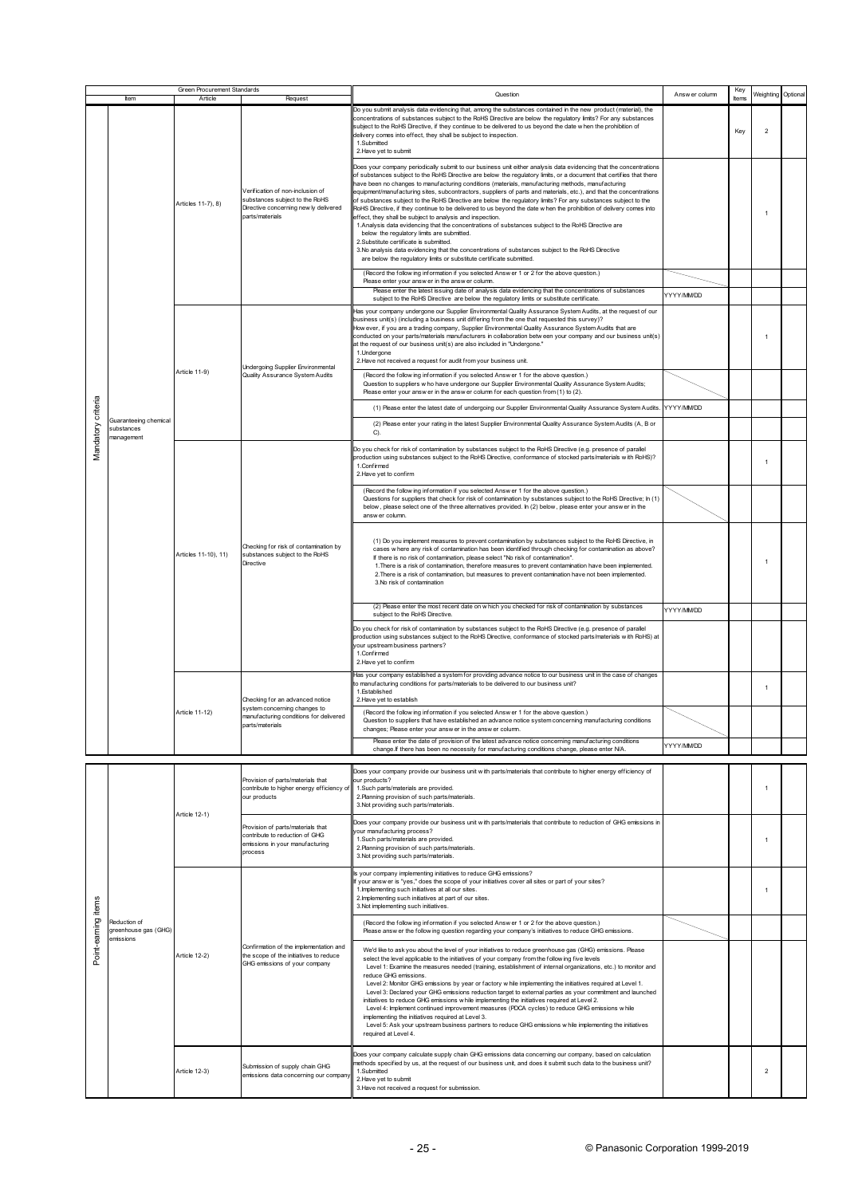| Green Procurement Standards | | | | Question | Answer column | Key Items | Weighting | Optional |
|---|---|---|---|---|---|---|---|---|
| Item | | Article | Request | | | | | |
| Mandatory criteria | Guaranteeing chemical substances management | Articles 11-7), 8) | Verification of non-inclusion of substances subject to the RoHS Directive concerning newly delivered parts/materials | Do you submit analysis data evidencing that, among the substances contained in the new product (material), the concentrations of substances subject to the RoHS Directive are below the regulatory limits? For any substances subject to the RoHS Directive, if they continue to be delivered to us beyond the date when the prohibition of delivery comes into effect, they shall be subject to inspection.<br>1.Submitted<br>2.Have yet to submit | | Key | 2 | |
| | | | | Does your company periodically submit to our business unit either analysis data evidencing that the concentrations of substances subject to the RoHS Directive are below the regulatory limits, or a document that certifies that there have been no changes to manufacturing conditions (materials, manufacturing methods, manufacturing equipment/manufacturing sites, subcontractors, suppliers of parts and materials, etc.), and that the concentrations of substances subject to the RoHS Directive are below the regulatory limits? For any substances subject to the RoHS Directive, if they continue to be delivered to us beyond the date when the prohibition of delivery comes into effect, they shall be subject to analysis and inspection.<br>1.Analysis data evidencing that the concentrations of substances subject to the RoHS Directive are below the regulatory limits are submitted.<br>2.Substitute certificate is submitted.<br>3.No analysis data evidencing that the concentrations of substances subject to the RoHS Directive are below the regulatory limits or substitute certificate submitted. | | | 1 | |
| | | | | (Record the following information if you selected Answer 1 or 2 for the above question.)<br>Please enter your answer in the answer column. | | | | |
| | | | | Please enter the latest issuing date of analysis data evidencing that the concentrations of substances subject to the RoHS Directive are below the regulatory limits or substitute certificate. | YYYY/MM/DD | | | |
| | | Article 11-9) | Undergoing Supplier Environmental Quality Assurance System Audits | Has your company undergone our Supplier Environmental Quality Assurance System Audits, at the request of our business unit(s) (including a business unit differing from the one that requested this survey)?<br>However, if you are a trading company, Supplier Environmental Quality Assurance System Audits that are conducted on your parts/materials manufacturers in collaboration between your company and our business unit(s) at the request of our business unit(s) are also included in "Undergone."<br>1.Undergone<br>2.Have not received a request for audit from your business unit. | | | 1 | |
| | | | | (Record the following information if you selected Answer 1 for the above question.)<br>Question to suppliers who have undergone our Supplier Environmental Quality Assurance System Audits;<br>Please enter your answer in the answer column for each question from (1) to (2). | | | | |
| | | | | (1) Please enter the latest date of undergoing our Supplier Environmental Quality Assurance System Audits. | YYYY/MM/DD | | | |
| | | | | (2) Please enter your rating in the latest Supplier Environmental Quality Assurance System Audits (A, B or C). | | | | |
| | | Articles 11-10), 11) | Checking for risk of contamination by substances subject to the RoHS Directive | Do you check for risk of contamination by substances subject to the RoHS Directive (e.g. presence of parallel production using substances subject to the RoHS Directive, conformance of stocked parts/materials with RoHS)?<br>1.Confirmed<br>2.Have yet to confirm | | | 1 | |
| | | | | (Record the following information if you selected Answer 1 for the above question.)<br>Questions for suppliers that check for risk of contamination by substances subject to the RoHS Directive; In (1) below, please select one of the three alternatives provided. In (2) below, please enter your answer in the answer column. | | | | |
| | | | | (1) Do you implement measures to prevent contamination by substances subject to the RoHS Directive, in cases where any risk of contamination has been identified through checking for contamination as above? If there is no risk of contamination, please select "No risk of contamination".<br>1.There is a risk of contamination, therefore measures to prevent contamination have been implemented.<br>2.There is a risk of contamination, but measures to prevent contamination have not been implemented.<br>3.No risk of contamination | | | 1 | |
| | | | | (2) Please enter the most recent date on which you checked for risk of contamination by substances subject to the RoHS Directive. | YYYY/MM/DD | | | |
| | | | | Do you check for risk of contamination by substances subject to the RoHS Directive (e.g. presence of parallel production using substances subject to the RoHS Directive, conformance of stocked parts/materials with RoHS) at your upstream business partners?<br>1.Confirmed<br>2.Have yet to confirm | | | | |
| | | Article 11-12) | Checking for an advanced notice system concerning changes to manufacturing conditions for delivered parts/materials | Has your company established a system for providing advance notice to our business unit in the case of changes to manufacturing conditions for parts/materials to be delivered to our business unit?<br>1.Established<br>2.Have yet to establish | | | 1 | |
| | | | | (Record the following information if you selected Answer 1 for the above question.)<br>Question to suppliers that have established an advance notice system concerning manufacturing conditions changes; Please enter your answer in the answer column. | | | | |
| | | | | Please enter the date of provision of the latest advance notice concerning manufacturing conditions change.If there has been no necessity for manufacturing conditions change, please enter N/A. | YYYY/MM/DD | | | |
| Point-earning items | Reduction of greenhouse gas (GHG) emissions | Article 12-1) | Provision of parts/materials that contribute to higher energy efficiency of our products | Does your company provide our business unit with parts/materials that contribute to higher energy efficiency of our products?<br>1.Such parts/materials are provided.<br>2.Planning provision of such parts/materials.<br>3.Not providing such parts/materials. | | | 1 | |
| | | | Provision of parts/materials that contribute to reduction of GHG emissions in your manufacturing process | Does your company provide our business unit with parts/materials that contribute to reduction of GHG emissions in your manufacturing process?<br>1.Such parts/materials are provided.<br>2.Planning provision of such parts/materials.<br>3.Not providing such parts/materials. | | | 1 | |
| | | Article 12-2) | Confirmation of the implementation and the scope of the initiatives to reduce GHG emissions of your company | Is your company implementing initiatives to reduce GHG emissions?<br>If your answer is "yes," does the scope of your initiatives cover all sites or part of your sites?<br>1.Implementing such initiatives at all our sites.<br>2.Implementing such initiatives at part of our sites.<br>3.Not implementing such initiatives. | | | 1 | |
| | | | | (Record the following information if you selected Answer 1 or 2 for the above question.)<br>Please answer the following question regarding your company's initiatives to reduce GHG emissions. | | | | |
| | | | | We'd like to ask you about the level of your initiatives to reduce greenhouse gas (GHG) emissions. Please select the level applicable to the initiatives of your company from the following five levels<br>Level 1: Examine the measures needed (training, establishment of internal organizations, etc.) to monitor and reduce GHG emissions.<br>Level 2: Monitor GHG emissions by year or factory while implementing the initiatives required at Level 1.<br>Level 3: Declared your GHG emissions reduction target to external parties as your commitment and launched initiatives to reduce GHG emissions while implementing the initiatives required at Level 2.<br>Level 4: Implement continued improvement measures (PDCA cycles) to reduce GHG emissions while implementing the initiatives required at Level 3.<br>Level 5: Ask your upstream business partners to reduce GHG emissions while implementing the initiatives required at Level 4. | | | | |
| | | Article 12-3) | Submission of supply chain GHG emissions data concerning our company | Does your company calculate supply chain GHG emissions data concerning our company, based on calculation methods specified by us, at the request of our business unit, and does it submit such data to the business unit?<br>1.Submitted<br>2.Have yet to submit<br>3.Have not received a request for submission. | | | 2 | |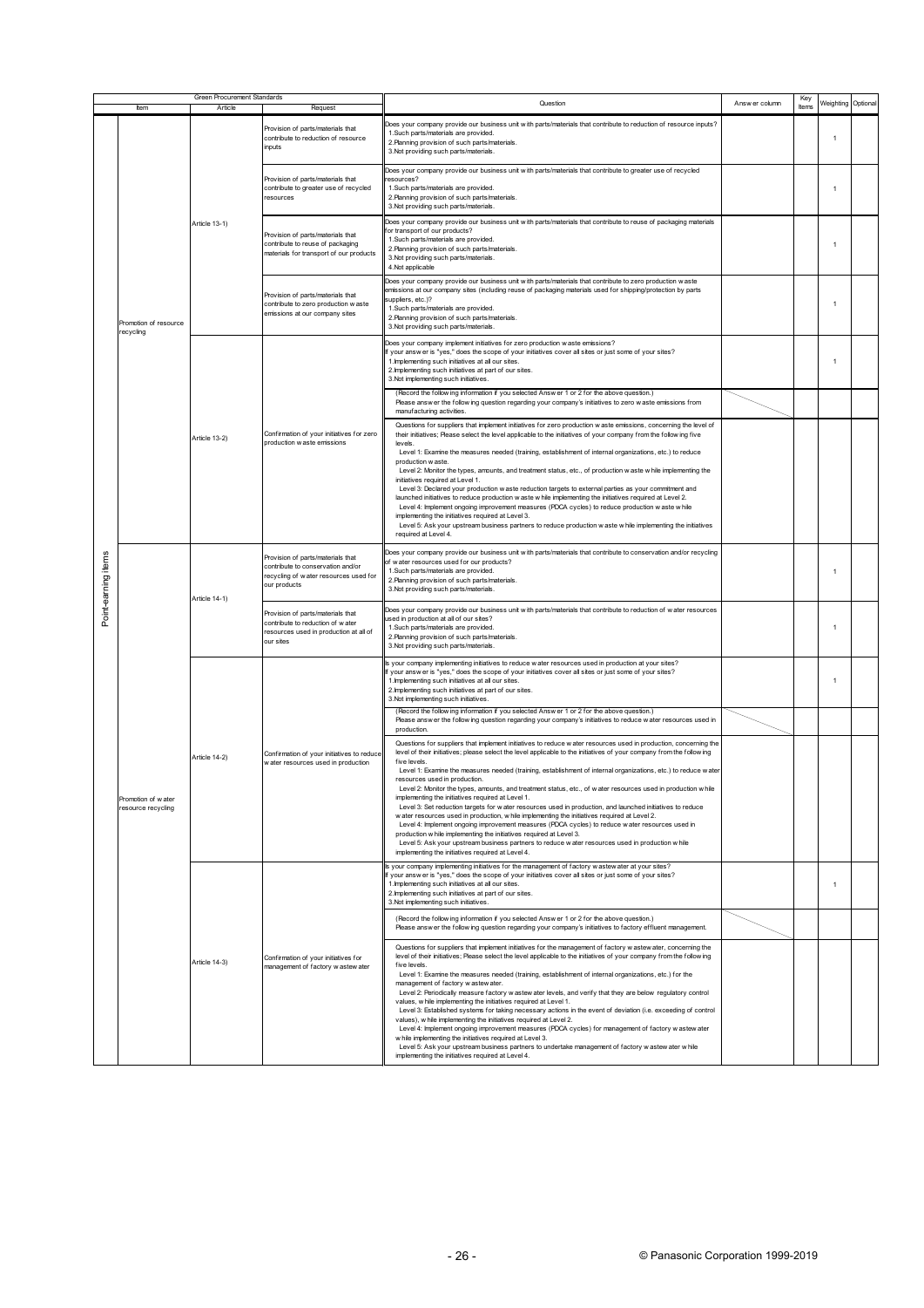| Green Procurement Standards | | | | Question | Answer column | Key Items | Weighting | Optional |
|---|---|---|---|---|---|---|---|---|
| | Item | Article | Request | | | | | |
| Point-earning items | Promotion of resource recycling | Article 13-1) | Provision of parts/materials that contribute to reduction of resource inputs | Does your company provide our business unit with parts/materials that contribute to reduction of resource inputs?<br>1.Such parts/materials are provided.<br>2.Planning provision of such parts/materials.<br>3.Not providing such parts/materials. | | | 1 | |
| | | | Provision of parts/materials that contribute to greater use of recycled resources | Does your company provide our business unit with parts/materials that contribute to greater use of recycled resources?<br>1.Such parts/materials are provided.<br>2.Planning provision of such parts/materials.<br>3.Not providing such parts/materials. | | | 1 | |
| | | | Provision of parts/materials that contribute to reuse of packaging materials for transport of our products | Does your company provide our business unit with parts/materials that contribute to reuse of packaging materials for transport of our products?<br>1.Such parts/materials are provided.<br>2.Planning provision of such parts/materials.<br>3.Not providing such parts/materials.<br>4.Not applicable | | | 1 | |
| | | | Provision of parts/materials that contribute to zero production waste emissions at our company sites | Does your company provide our business unit with parts/materials that contribute to zero production waste emissions at our company sites (including reuse of packaging materials used for shipping/protection by parts suppliers, etc.)?<br>1.Such parts/materials are provided.<br>2.Planning provision of such parts/materials.<br>3.Not providing such parts/materials. | | | 1 | |
| | | Article 13-2) | Confirmation of your initiatives for zero production waste emissions | Does your company implement initiatives for zero production waste emissions?<br>If your answer is "yes," does the scope of your initiatives cover all sites or just some of your sites?<br>1.Implementing such initiatives at all our sites.<br>2.Implementing such initiatives at part of our sites.<br>3.Not implementing such initiatives. | | | 1 | |
| | | | | (Record the following information if you selected Answer 1 or 2 for the above question.)<br>Please answer the following question regarding your company's initiatives to zero waste emissions from manufacturing activities. | | | | |
| | | | | Questions for suppliers that implement initiatives for zero production waste emissions, concerning the level of their initiatives; Please select the level applicable to the initiatives of your company from the following five levels.<br>Level 1: Examine the measures needed (training, establishment of internal organizations, etc.) to reduce production waste.<br>Level 2: Monitor the types, amounts, and treatment status, etc., of production waste while implementing the initiatives required at Level 1.<br>Level 3: Declared your production waste reduction targets to external parties as your commitment and launched initiatives to reduce production waste while implementing the initiatives required at Level 2.<br>Level 4: Implement ongoing improvement measures (PDCA cycles) to reduce production waste while implementing the initiatives required at Level 3.<br>Level 5: Ask your upstream business partners to reduce production waste while implementing the initiatives required at Level 4. | | | | |
| | Promotion of water resource recycling | Article 14-1) | Provision of parts/materials that contribute to conservation and/or recycling of water resources used for our products | Does your company provide our business unit with parts/materials that contribute to conservation and/or recycling of water resources used for our products?<br>1.Such parts/materials are provided.<br>2.Planning provision of such parts/materials.<br>3.Not providing such parts/materials. | | | 1 | |
| | | | Provision of parts/materials that contribute to reduction of water resources used in production at all of our sites | Does your company provide our business unit with parts/materials that contribute to reduction of water resources used in production at all of our sites?<br>1.Such parts/materials are provided.<br>2.Planning provision of such parts/materials.<br>3.Not providing such parts/materials. | | | 1 | |
| | | Article 14-2) | Confirmation of your initiatives to reduce water resources used in production | Is your company implementing initiatives to reduce water resources used in production at your sites?<br>If your answer is "yes," does the scope of your initiatives cover all sites or just some of your sites?<br>1.Implementing such initiatives at all our sites.<br>2.Implementing such initiatives at part of our sites.<br>3.Not implementing such initiatives. | | | 1 | |
| | | | | (Record the following information if you selected Answer 1 or 2 for the above question.)<br>Please answer the following question regarding your company's initiatives to reduce water resources used in production. | | | | |
| | | | | Questions for suppliers that implement initiatives to reduce water resources used in production, concerning the level of their initiatives; please select the level applicable to the initiatives of your company from the following five levels.<br>Level 1: Examine the measures needed (training, establishment of internal organizations, etc.) to reduce water resources used in production.<br>Level 2: Monitor the types, amounts, and treatment status, etc., of water resources used in production while implementing the initiatives required at Level 1.<br>Level 3: Set reduction targets for water resources used in production, and launched initiatives to reduce water resources used in production, while implementing the initiatives required at Level 2.<br>Level 4: Implement ongoing improvement measures (PDCA cycles) to reduce water resources used in production while implementing the initiatives required at Level 3.<br>Level 5: Ask your upstream business partners to reduce water resources used in production while implementing the initiatives required at Level 4. | | | | |
| | | Article 14-3) | Confirmation of your initiatives for management of factory wastewater | Is your company implementing initiatives for the management of factory wastewater at your sites?<br>If your answer is "yes," does the scope of your initiatives cover all sites or just some of your sites?<br>1.Implementing such initiatives at all our sites.<br>2.Implementing such initiatives at part of our sites.<br>3.Not implementing such initiatives. | | | 1 | |
| | | | | (Record the following information if you selected Answer 1 or 2 for the above question.)<br>Please answer the following question regarding your company's initiatives to factory effluent management. | | | | |
| | | | | Questions for suppliers that implement initiatives for the management of factory wastewater, concerning the level of their initiatives; Please select the level applicable to the initiatives of your company from the following five levels.<br>Level 1: Examine the measures needed (training, establishment of internal organizations, etc.) for the management of factory wastewater.<br>Level 2: Periodically measure factory wastewater levels, and verify that they are below regulatory control values, while implementing the initiatives required at Level 1.<br>Level 3: Established systems for taking necessary actions in the event of deviation (i.e. exceeding of control values), while implementing the initiatives required at Level 2.<br>Level 4: Implement ongoing improvement measures (PDCA cycles) for management of factory wastewater while implementing the initiatives required at Level 3.<br>Level 5: Ask your upstream business partners to undertake management of factory wastewater while implementing the initiatives required at Level 4. | | | | |

© Panasonic Corporation 1999-2019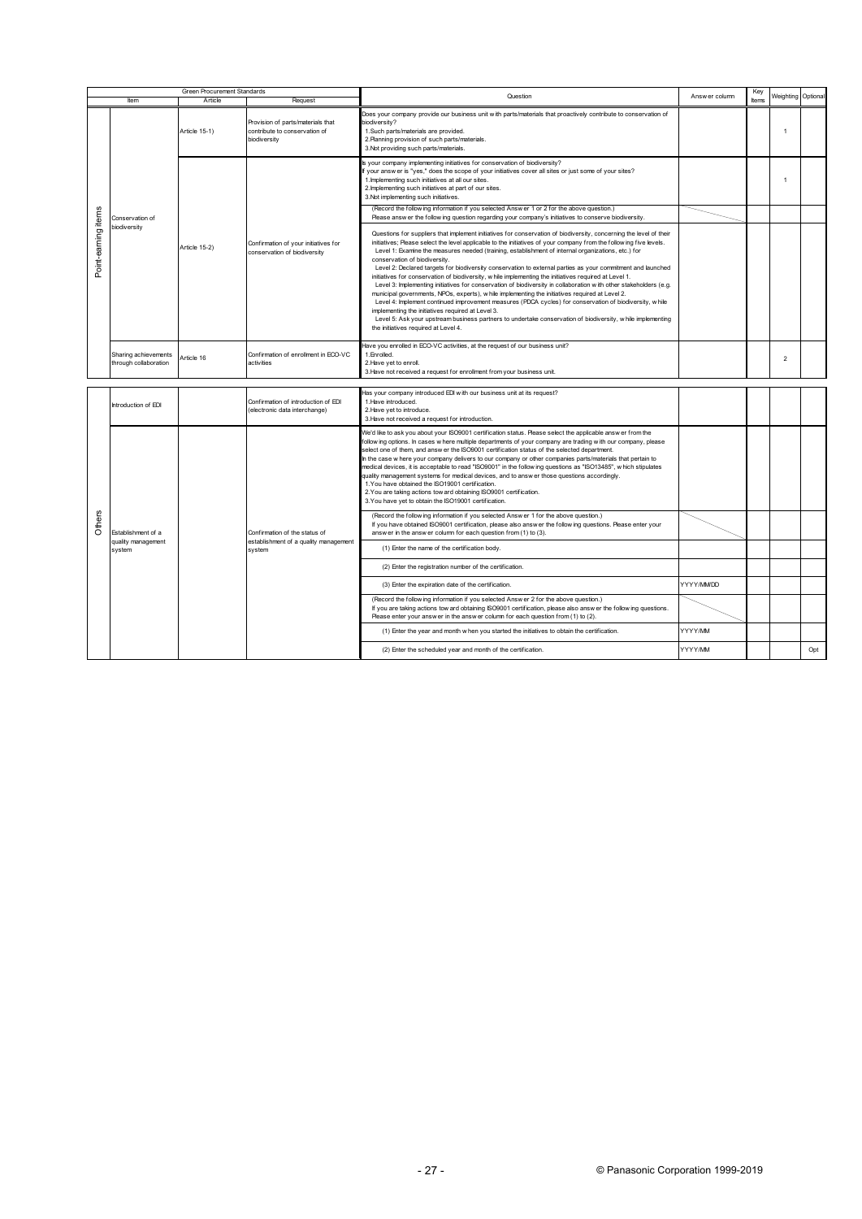| Green Procurement Standards | | | | Question | Answer column | Key Items | Weighting | Optional |
|---|---|---|---|---|---|---|---|---|
| | Item | Article | Request | | | | | |
| Point-earning items | Conservation of biodiversity | Article 15-1) | Provision of parts/materials that contribute to conservation of biodiversity | Does your company provide our business unit with parts/materials that proactively contribute to conservation of biodiversity?<br>1.Such parts/materials are provided.<br>2.Planning provision of such parts/materials.<br>3.Not providing such parts/materials. | | | 1 | |
| | | Article 15-2) | Confirmation of your initiatives for conservation of biodiversity | Is your company implementing initiatives for conservation of biodiversity?<br>If your answer is "yes," does the scope of your initiatives cover all sites or just some of your sites?<br>1.Implementing such initiatives at all our sites.<br>2.Implementing such initiatives at part of our sites.<br>3.Not implementing such initiatives. | | | 1 | |
| | | | | (Record the following information if you selected Answer 1 or 2 for the above question.)<br>Please answer the following question regarding your company's initiatives to conserve biodiversity. | | | | |
| | | | | Questions for suppliers that implement initiatives for conservation of biodiversity, concerning the level of their initiatives; Please select the level applicable to the initiatives of your company from the following five levels.<br>Level 1: Examine the measures needed (training, establishment of internal organizations, etc.) for conservation of biodiversity.<br>Level 2: Declared targets for biodiversity conservation to external parties as your commitment and launched initiatives for conservation of biodiversity, while implementing the initiatives required at Level 1.<br>Level 3: Implementing initiatives for conservation of biodiversity in collaboration with other stakeholders (e.g. municipal governments, NPOs, experts), while implementing the initiatives required at Level 2.<br>Level 4: Implement continued improvement measures (PDCA cycles) for conservation of biodiversity, while implementing the initiatives required at Level 3.<br>Level 5: Ask your upstream business partners to undertake conservation of biodiversity, while implementing the initiatives required at Level 4. | | | | |
| | Sharing achievements through collaboration | Article 16 | Confirmation of enrollment in ECO-VC activities | Have you enrolled in ECO-VC activities, at the request of our business unit?<br>1.Enrolled.<br>2.Have yet to enroll.<br>3.Have not received a request for enrollment from your business unit. | | | 2 | |
| Others | Introduction of EDI | | Confirmation of introduction of EDI (electronic data interchange) | Has your company introduced EDI with our business unit at its request?<br>1.Have introduced.<br>2.Have yet to introduce.<br>3.Have not received a request for introduction. | | | | |
| | Establishment of a quality management system | | Confirmation of the status of establishment of a quality management system | We'd like to ask you about your ISO9001 certification status. Please select the applicable answer from the following options. In cases where multiple departments of your company are trading with our company, please select one of them, and answer the ISO9001 certification status of the selected department.<br>In the case where your company delivers to our company or other companies parts/materials that pertain to medical devices, it is acceptable to read "ISO9001" in the following questions as "ISO13485", which stipulates quality management systems for medical devices, and to answer those questions accordingly.<br>1.You have obtained the ISO19001 certification.<br>2.You are taking actions toward obtaining ISO9001 certification.<br>3.You have yet to obtain the ISO19001 certification. | | | | |
| | | | | (Record the following information if you selected Answer 1 for the above question.)<br>If you have obtained ISO9001 certification, please also answer the following questions. Please enter your answer in the answer column for each question from (1) to (3). | | | | |
| | | | | (1) Enter the name of the certification body. | | | | |
| | | | | (2) Enter the registration number of the certification. | | | | |
| | | | | (3) Enter the expiration date of the certification. | YYYY/MM/DD | | | |
| | | | | (Record the following information if you selected Answer 2 for the above question.)<br>If you are taking actions toward obtaining ISO9001 certification, please also answer the following questions. Please enter your answer in the answer column for each question from (1) to (2). | | | | |
| | | | | (1) Enter the year and month when you started the initiatives to obtain the certification. | YYYY/MM | | | |
| | | | | (2) Enter the scheduled year and month of the certification. | YYYY/MM | | | Opt |

© Panasonic Corporation 1999-2019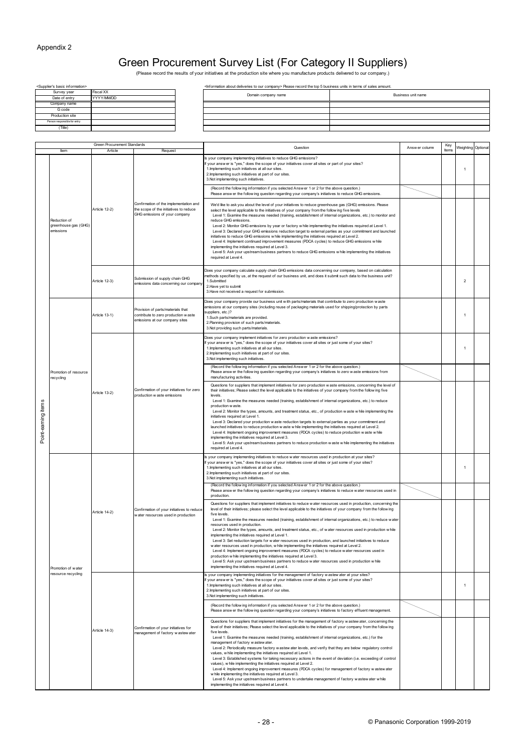Appendix 2

# Green Procurement Survey List (For Category II Suppliers)

(Please record the results of your initiatives at the production site where you manufacture products delivered to our company.)

<Supplier's basic information>

| Survey year | Fiscal XX |
|---|---|
| Date of entry | YYYY/MM/DD |
| Company name | |
| G code | |
| Production site | |
| Person responsible for entry | |
| (Title) | |

<Information about deliveries to our company> Please record the top 5 business units in terms of sales amount.

| Domain company name | Business unit name |
|---|---|
| | |
| | |
| | |
| | |
| | |

| | Green Procurement Standards | | | Question | Answer column | Key Items | Weighting | Optional |
|---|---|---|---|---|---|---|---|---|
| | Item | Article | Request | | | | | |
| Point-earning items | Reduction of greenhouse gas (GHG) emissions | Article 12-2) | Confirmation of the implementation and the scope of the initiatives to reduce GHG emissions of your company | Is your company implementing initiatives to reduce GHG emissions?<br>If your answer is "yes," does the scope of your initiatives cover all sites or part of your sites?<br>1.Implementing such initiatives at all our sites.<br>2.Implementing such initiatives at part of our sites.<br>3.Not implementing such initiatives. | | | 1 | |
| | | | | (Record the following information if you selected Answer 1 or 2 for the above question.)<br>Please answer the following question regarding your company's initiatives to reduce GHG emissions. | | | | |
| | | | | We'd like to ask you about the level of your initiatives to reduce greenhouse gas (GHG) emissions. Please select the level applicable to the initiatives of your company from the following five levels<br>Level 1: Examine the measures needed (training, establishment of internal organizations, etc.) to monitor and reduce GHG emissions.<br>Level 2: Monitor GHG emissions by year or factory while implementing the initiatives required at Level 1.<br>Level 3: Declared your GHG emissions reduction target to external parties as your commitment and launched initiatives to reduce GHG emissions while implementing the initiatives required at Level 2.<br>Level 4: Implement continued improvement measures (PDCA cycles) to reduce GHG emissions while implementing the initiatives required at Level 3.<br>Level 5: Ask your upstream business partners to reduce GHG emissions while implementing the initiatives required at Level 4. | | | | |
| | | Article 12-3) | Submission of supply chain GHG emissions data concerning our company | Does your company calculate supply chain GHG emissions data concerning our company, based on calculation methods specified by us, at the request of our business unit, and does it submit such data to the business unit?<br>1.Submitted<br>2.Have yet to submit<br>3.Have not received a request for submission. | | | 2 | |
| | Promotion of resource recycling | Article 13-1) | Provision of parts/materials that contribute to zero production waste emissions at our company sites | Does your company provide our business unit with parts/materials that contribute to zero production waste emissions at our company sites (including reuse of packaging materials used for shipping/protection by parts suppliers, etc.)?<br>1.Such parts/materials are provided.<br>2.Planning provision of such parts/materials.<br>3.Not providing such parts/materials. | | | 1 | |
| | | Article 13-2) | Confirmation of your initiatives for zero production waste emissions | Does your company implement initiatives for zero production waste emissions?<br>If your answer is "yes," does the scope of your initiatives cover all sites or just some of your sites?<br>1.Implementing such initiatives at all our sites.<br>2.Implementing such initiatives at part of our sites.<br>3.Not implementing such initiatives. | | | 1 | |
| | | | | (Record the following information if you selected Answer 1 or 2 for the above question.)<br>Please answer the following question regarding your company's initiatives to zero waste emissions from manufacturing activities. | | | | |
| | | | | Questions for suppliers that implement initiatives for zero production waste emissions, concerning the level of their initiatives; Please select the level applicable to the initiatives of your company from the following five levels.<br>Level 1: Examine the measures needed (training, establishment of internal organizations, etc.) to reduce production waste.<br>Level 2: Monitor the types, amounts, and treatment status, etc., of production waste while implementing the initiatives required at Level 1.<br>Level 3: Declared your production waste reduction targets to external parties as your commitment and launched initiatives to reduce production waste while implementing the initiatives required at Level 2.<br>Level 4: Implement ongoing improvement measures (PDCA cycles) to reduce production waste while implementing the initiatives required at Level 3.<br>Level 5: Ask your upstream business partners to reduce production waste while implementing the initiatives required at Level 4. | | | | |
| | Promotion of water resource recycling | Article 14-2) | Confirmation of your initiatives to reduce water resources used in production | Is your company implementing initiatives to reduce water resources used in production at your sites?<br>If your answer is "yes," does the scope of your initiatives cover all sites or just some of your sites?<br>1.Implementing such initiatives at all our sites.<br>2.Implementing such initiatives at part of our sites.<br>3.Not implementing such initiatives. | | | 1 | |
| | | | | (Record the following information if you selected Answer 1 or 2 for the above question.)<br>Please answer the following question regarding your company's initiatives to reduce water resources used in production. | | | | |
| | | | | Questions for suppliers that implement initiatives to reduce water resources used in production, concerning the level of their initiatives; please select the level applicable to the initiatives of your company from the following five levels.<br>Level 1: Examine the measures needed (training, establishment of internal organizations, etc.) to reduce water resources used in production.<br>Level 2: Monitor the types, amounts, and treatment status, etc., of water resources used in production while implementing the initiatives required at Level 1.<br>Level 3: Set reduction targets for water resources used in production, and launched initiatives to reduce water resources used in production, while implementing the initiatives required at Level 2.<br>Level 4: Implement ongoing improvement measures (PDCA cycles) to reduce water resources used in production while implementing the initiatives required at Level 3.<br>Level 5: Ask your upstream business partners to reduce water resources used in production while implementing the initiatives required at Level 4. | | | | |
| | | Article 14-3) | Confirmation of your initiatives for management of factory wastewater | Is your company implementing initiatives for the management of factory wastewater at your sites?<br>If your answer is "yes," does the scope of your initiatives cover all sites or just some of your sites?<br>1.Implementing such initiatives at all our sites.<br>2.Implementing such initiatives at part of our sites.<br>3.Not implementing such initiatives. | | | 1 | |
| | | | | (Record the following information if you selected Answer 1 or 2 for the above question.)<br>Please answer the following question regarding your company's initiatives to factory effluent management. | | | | |
| | | | | Questions for suppliers that implement initiatives for the management of factory wastewater, concerning the level of their initiatives; Please select the level applicable to the initiatives of your company from the following five levels.<br>Level 1: Examine the measures needed (training, establishment of internal organizations, etc.) for the management of factory wastewater.<br>Level 2: Periodically measure factory wastewater levels, and verify that they are below regulatory control values, while implementing the initiatives required at Level 1.<br>Level 3: Established systems for taking necessary actions in the event of deviation (i.e. exceeding of control values), while implementing the initiatives required at Level 2.<br>Level 4: Implement ongoing improvement measures (PDCA cycles) for management of factory wastewater while implementing the initiatives required at Level 3.<br>Level 5: Ask your upstream business partners to undertake management of factory wastewater while implementing the initiatives required at Level 4. | | | | |

© Panasonic Corporation 1999-2019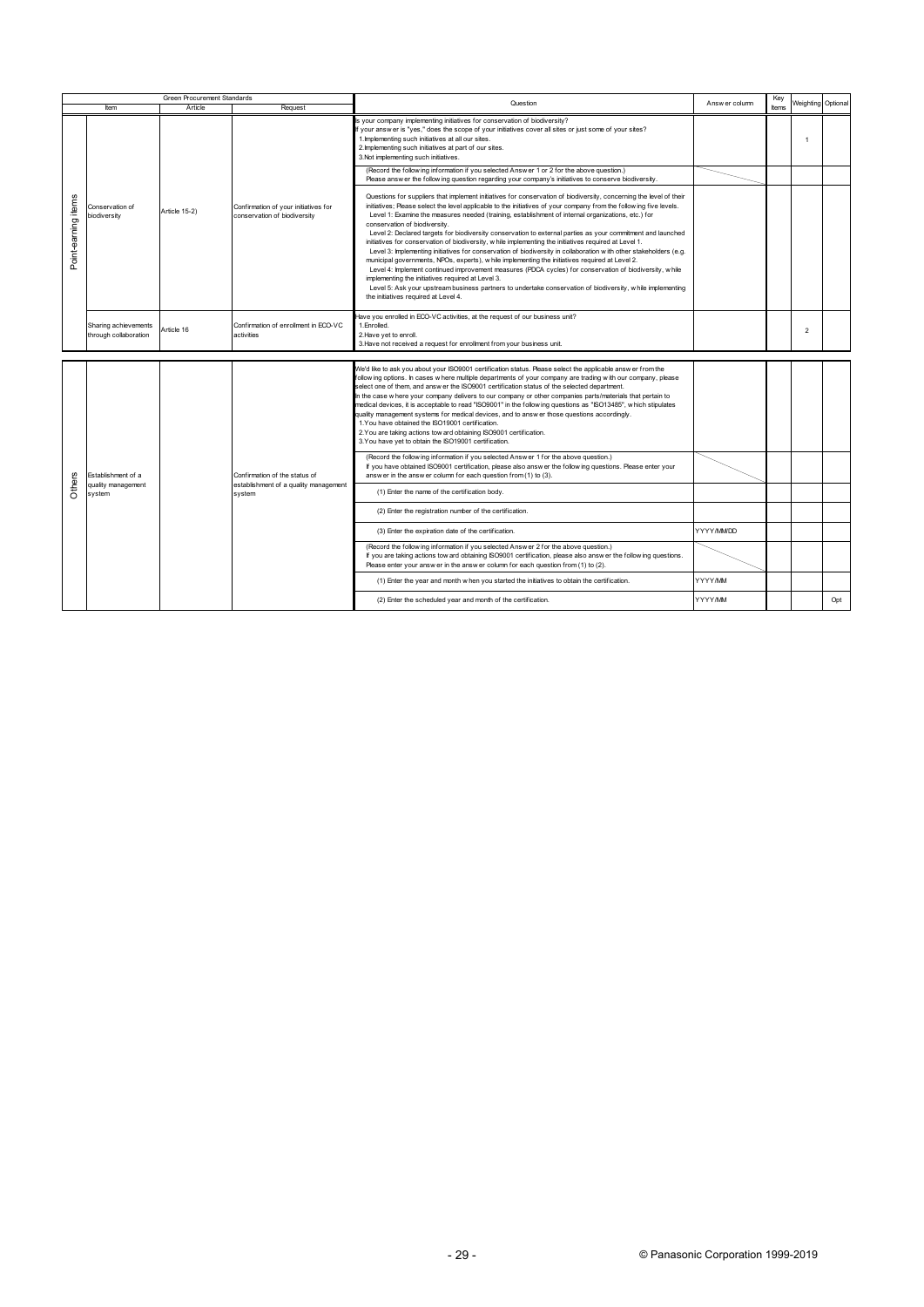| Green Procurement Standards | | | | Question | Answer column | Key Items | Weighting | Optional |
|---|---|---|---|---|---|---|---|---|
| | Item | Article | Request | | | | | |
| Point-earning items | Conservation of biodiversity | Article 15-2) | Confirmation of your initiatives for conservation of biodiversity | Is your company implementing initiatives for conservation of biodiversity?<br>If your answer is "yes," does the scope of your initiatives cover all sites or just some of your sites?<br>1.Implementing such initiatives at all our sites.<br>2.Implementing such initiatives at part of our sites.<br>3.Not implementing such initiatives. | | | 1 | |
| | | | | (Record the following information if you selected Answer 1 or 2 for the above question.)<br>Please answer the following question regarding your company's initiatives to conserve biodiversity. | | | | |
| | | | | Questions for suppliers that implement initiatives for conservation of biodiversity, concerning the level of their initiatives; Please select the level applicable to the initiatives of your company from the following five levels.<br>Level 1: Examine the measures needed (training, establishment of internal organizations, etc.) for conservation of biodiversity.<br>Level 2: Declared targets for biodiversity conservation to external parties as your commitment and launched initiatives for conservation of biodiversity, while implementing the initiatives required at Level 1.<br>Level 3: Implementing initiatives for conservation of biodiversity in collaboration with other stakeholders (e.g. municipal governments, NPOs, experts), while implementing the initiatives required at Level 2.<br>Level 4: Implement continued improvement measures (PDCA cycles) for conservation of biodiversity, while implementing the initiatives required at Level 3.<br>Level 5: Ask your upstream business partners to undertake conservation of biodiversity, while implementing the initiatives required at Level 4. | | | | |
| | Sharing achievements through collaboration | Article 16 | Confirmation of enrollment in ECO-VC activities | Have you enrolled in ECO-VC activities, at the request of our business unit?<br>1.Enrolled.<br>2.Have yet to enroll.<br>3.Have not received a request for enrollment from your business unit. | | | 2 | |
| Others | Establishment of a quality management system | | Confirmation of the status of establishment of a quality management system | We'd like to ask you about your ISO9001 certification status. Please select the applicable answer from the following options. In cases where multiple departments of your company are trading with our company, please select one of them, and answer on the ISO9001 certification status of the selected department.<br>In the case where your company delivers to our company or other companies parts/materials that pertain to medical devices, it is acceptable to read "ISO9001" in the following questions as "ISO13485", which stipulates quality management systems for medical devices, and to answer those questions accordingly.<br>1.You have obtained the ISO19001 certification.<br>2.You are taking actions toward obtaining ISO9001 certification.<br>3.You have yet to obtain the ISO19001 certification. | | | | |
| | | | | (Record the following information if you selected Answer 1 for the above question.)<br>If you have obtained ISO9001 certification, please also answer the following questions. Please enter your answer in the answer column for each question from (1) to (3). | | | | |
| | | | | (1) Enter the name of the certification body. | | | | |
| | | | | (2) Enter the registration number of the certification. | | | | |
| | | | | (3) Enter the expiration date of the certification. | YYYY/MM/DD | | | |
| | | | | (Record the following information if you selected Answer 2 for the above question.)<br>If you are taking actions toward obtaining ISO9001 certification, please also answer the following questions. Please enter your answer in the answer column for each question from (1) to (2). | | | | |
| | | | | (1) Enter the year and month when you started the initiatives to obtain the certification. | YYYY/MM | | | |
| | | | | (2) Enter the scheduled year and month of the certification. | YYYY/MM | | | Opt |

© Panasonic Corporation 1999-2019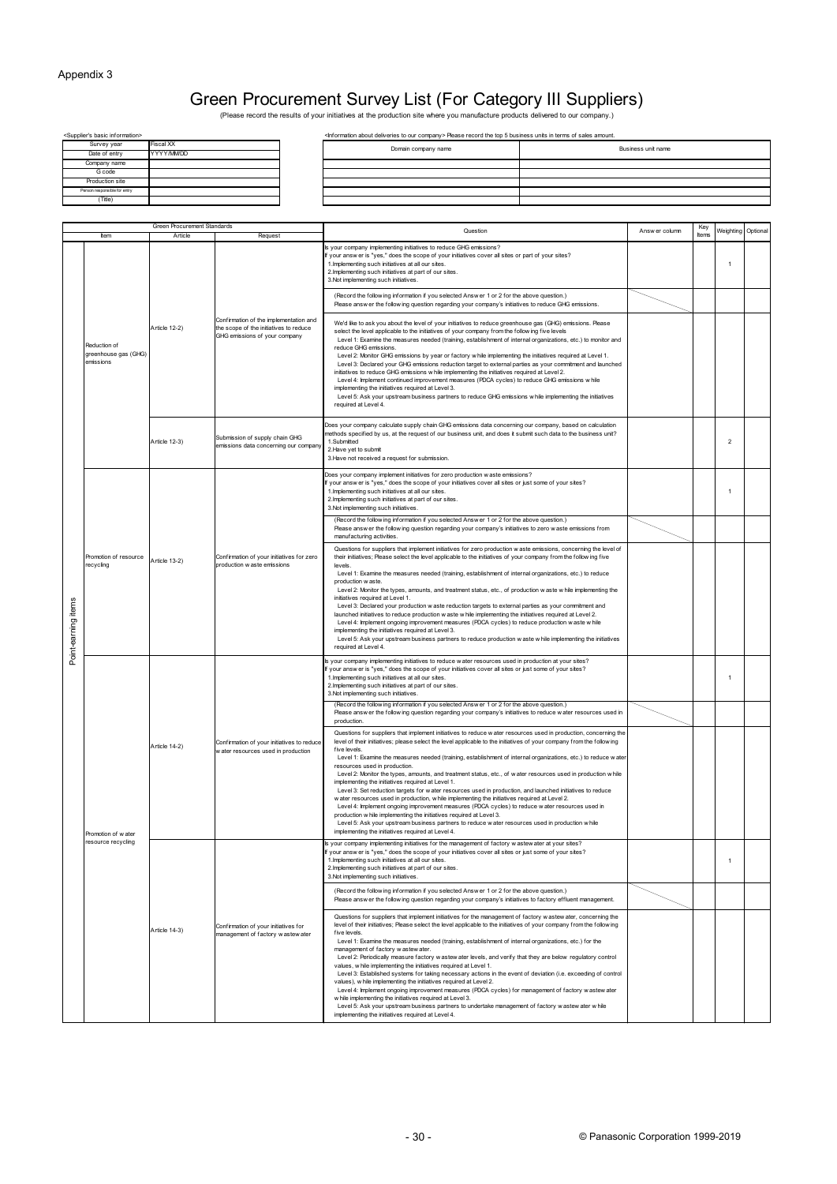Appendix 3

# Green Procurement Survey List (For Category III Suppliers)

(Please record the results of your initiatives at the production site where you manufacture products delivered to our company.)

<Supplier's basic information>

| | |
|---|---|
| Survey year | Fiscal XX |
| Date of entry | YYYY/MM/DD |
| Company name | |
| G code | |
| Production site | |
| Person responsible for entry | |
| (Title) | |

<Information about deliveries to our company> Please record the top 5 business units in terms of sales amount.

| Domain company name | Business unit name |
|---|---|
| | |
| | |
| | |
| | |
| | |

| | Green Procurement Standards | | | Question | Answer column | Key Items | Weighting | Optional |
|---|---|---|---|---|---|---|---|---|
| | Item | Article | Request | | | | | |
| Point-earning items | Reduction of greenhouse gas (GHG) emissions | Article 12-2) | Confirmation of the implementation and the scope of the initiatives to reduce GHG emissions of your company | Is your company implementing initiatives to reduce GHG emissions?<br>If your answer is "yes," does the scope of your initiatives cover all sites or part of your sites?<br>1.Implementing such initiatives at all our sites.<br>2.Implementing such initiatives at part of our sites.<br>3.Not implementing such initiatives. | | | 1 | |
| | | | | (Record the following information if you selected Answer 1 or 2 for the above question.)<br>Please answer the following question regarding your company's initiatives to reduce GHG emissions. | | | | |
| | | | | We'd like to ask you about the level of your initiatives to reduce greenhouse gas (GHG) emissions. Please select the level applicable to the initiatives of your company from the following five levels<br>Level 1: Examine the measures needed (training, establishment of internal organizations, etc.) to monitor and reduce GHG emissions.<br>Level 2: Monitor GHG emissions by year or factory while implementing the initiatives required at Level 1.<br>Level 3: Declared your GHG emissions reduction target to external parties as your commitment and launched initiatives to reduce GHG emissions while implementing the initiatives required at Level 2.<br>Level 4: Implement continued improvement measures (PDCA cycles) to reduce GHG emissions while implementing the initiatives required at Level 3.<br>Level 5: Ask your upstream business partners to reduce GHG emissions while implementing the initiatives required at Level 4. | | | | |
| | | Article 12-3) | Submission of supply chain GHG emissions data concerning our company | Does your company calculate supply chain GHG emissions data concerning our company, based on calculation methods specified by us, at the request of our business unit, and does it submit such data to the business unit?<br>1.Submitted<br>2.Have yet to submit<br>3.Have not received a request for submission. | | | 2 | |
| | Promotion of resource recycling | Article 13-2) | Confirmation of your initiatives for zero production waste emissions | Does your company implement initiatives for zero production waste emissions?<br>If your answer is "yes," does the scope of your initiatives cover all sites or just some of your sites?<br>1.Implementing such initiatives at all our sites.<br>2.Implementing such initiatives at part of our sites.<br>3.Not implementing such initiatives. | | | 1 | |
| | | | | (Record the following information if you selected Answer 1 or 2 for the above question.)<br>Please answer the following question regarding your company's initiatives to zero waste emissions from manufacturing activities. | | | | |
| | | | | Questions for suppliers that implement initiatives for zero production waste emissions, concerning the level of their initiatives; Please select the level applicable to the initiatives of your company from the following five levels.<br>Level 1: Examine the measures needed (training, establishment of internal organizations, etc.) to reduce production waste.<br>Level 2: Monitor the types, amounts, and treatment status, etc., of production waste while implementing the initiatives required at Level 1.<br>Level 3: Declared your production waste reduction targets to external parties as your commitment and launched initiatives to reduce production waste while implementing the initiatives required at Level 2.<br>Level 4: Implement ongoing improvement measures (PDCA cycles) to reduce production waste while implementing the initiatives required at Level 3.<br>Level 5: Ask your upstream business partners to reduce production waste while implementing the initiatives required at Level 4. | | | | |
| | Promotion of water resource recycling | Article 14-2) | Confirmation of your initiatives to reduce water resources used in production | Is your company implementing initiatives to reduce water resources used in production at your sites?<br>If your answer is "yes," does the scope of your initiatives cover all sites or just some of your sites?<br>1.Implementing such initiatives at all our sites.<br>2.Implementing such initiatives at part of our sites.<br>3.Not implementing such initiatives. | | | 1 | |
| | | | | (Record the following information if you selected Answer 1 or 2 for the above question.)<br>Please answer the following question regarding your company's initiatives to reduce water resources used in production. | | | | |
| | | | | Questions for suppliers that implement initiatives to reduce water resources used in production, concerning the level of their initiatives; please select the level applicable to the initiatives of your company from the following five levels.<br>Level 1: Examine the measures needed (training, establishment of internal organizations, etc.) to reduce water resources used in production.<br>Level 2: Monitor the types, amounts, and treatment status, etc., of water resources used in production while implementing the initiatives required at Level 1.<br>Level 3: Set reduction targets for water resources used in production, and launched initiatives to reduce water resources used in production, while implementing the initiatives required at Level 2.<br>Level 4: Implement ongoing improvement measures (PDCA cycles) to reduce water resources used in production while implementing the initiatives required at Level 3.<br>Level 5: Ask your upstream business partners to reduce water resources used in production while implementing the initiatives required at Level 4. | | | | |
| | | Article 14-3) | Confirmation of your initiatives for management of factory wastewater | Is your company implementing initiatives for the management of factory wastewater at your sites?<br>If your answer is "yes," does the scope of your initiatives cover all sites or just some of your sites?<br>1.Implementing such initiatives at all our sites.<br>2.Implementing such initiatives at part of our sites.<br>3.Not implementing such initiatives. | | | 1 | |
| | | | | (Record the following information if you selected Answer 1 or 2 for the above question.)<br>Please answer the following question regarding your company's initiatives to factory effluent management. | | | | |
| | | | | Questions for suppliers that implement initiatives for the management of factory wastewater, concerning the level of their initiatives; Please select the level applicable to the initiatives of your company from the following five levels.<br>Level 1: Examine the measures needed (training, establishment of internal organizations, etc.) for the management of factory wastewater.<br>Level 2: Periodically measure factory wastewater levels, and verify that they are below regulatory control values, while implementing the initiatives required at Level 1.<br>Level 3: Established systems for taking necessary actions in the event of deviation (i.e. exceeding of control values), while implementing the initiatives required at Level 2.<br>Level 4: Implement ongoing improvement measures (PDCA cycles) for management of factory wastewater while implementing the initiatives required at Level 3.<br>Level 5: Ask your upstream business partners to undertake management of factory wastewater while implementing the initiatives required at Level 4. | | | | |

© Panasonic Corporation 1999-2019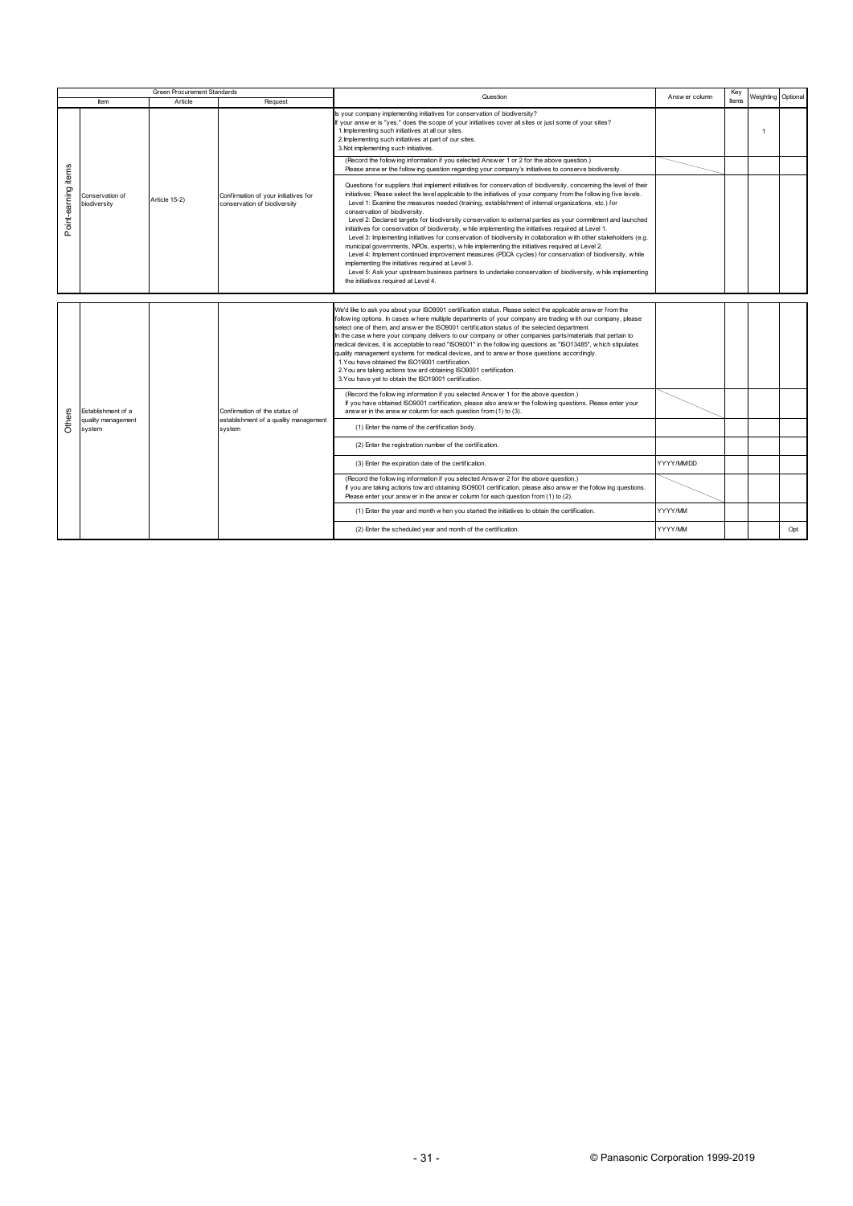| Green Procurement Standards | | | | Question | Answer column | Key Items | Weighting | Optional |
|---|---|---|---|---|---|---|---|---|
| | Item | Article | Request | | | | | |
| Point-earning items | Conservation of biodiversity | Article 15-2) | Confirmation of your initiatives for conservation of biodiversity | Is your company implementing initiatives for conservation of biodiversity?<br>If your answer is "yes," does the scope of your initiatives cover all sites or just some of your sites?<br>1.Implementing such initiatives at all our sites.<br>2.Implementing such initiatives at part of our sites.<br>3.Not implementing such initiatives. | | | 1 | |
| | | | | (Record the following information if you selected Answer 1 or 2 for the above question.)<br>Please answer the following question regarding your company's initiatives to conserve biodiversity. | | | | |
| | | | | Questions for suppliers that implement initiatives for conservation of biodiversity, concerning the level of their initiatives; Please select the level applicable to the initiatives of your company from the following five levels.<br>Level 1: Examine the measures needed (training, establishment of internal organizations, etc.) for conservation of biodiversity.<br>Level 2: Declared targets for biodiversity conservation to external parties as your commitment and launched initiatives for conservation of biodiversity, while implementing the initiatives required at Level 1.<br>Level 3: Implementing initiatives for conservation of biodiversity in collaboration with other stakeholders (e.g. municipal governments, NPOs, experts), while implementing the initiatives required at Level 2.<br>Level 4: Implement continued improvement measures (PDCA cycles) for conservation of biodiversity, while implementing the initiatives required at Level 3.<br>Level 5: Ask your upstream business partners to undertake conservation of biodiversity, while implementing the initiatives required at Level 4. | | | | |

| | Item | Article | Request | Question | Answer column | Key Items | Weighting | Optional |
|---|---|---|---|---|---|---|---|---|
| Others | Establishment of a quality management system | | Confirmation of the status of establishment of a quality management system | We'd like to ask you about your ISO9001 certification status. Please select the applicable answer from the following options. In cases where multiple departments of your company are trading with our company, please select one of them, and answer the ISO9001 certification status of the selected department.<br>In the case where your company delivers to our company or other companies parts/materials that pertain to medical devices, it is acceptable to read "ISO9001" in the following questions as "ISO13485", which stipulates quality management systems for medical devices, and to answer those questions accordingly.<br>1.You have obtained the ISO19001 certification.<br>2.You are taking actions toward obtaining ISO9001 certification.<br>3.You have yet to obtain the ISO19001 certification. | | | | |
| | | | | (Record the following information if you selected Answer 1 for the above question.)<br>If you have obtained ISO9001 certification, please also answer the following questions. Please enter your answer in the answer column for each question from (1) to (3). | | | | |
| | | | | (1) Enter the name of the certification body. | | | | |
| | | | | (2) Enter the registration number of the certification. | | | | |
| | | | | (3) Enter the expiration date of the certification. | YYYY/MM/DD | | | |
| | | | | (Record the following information if you selected Answer 2 for the above question.)<br>If you are taking actions toward obtaining ISO9001 certification, please also answer the following questions. Please enter your answer in the answer column for each question from (1) to (2). | | | | |
| | | | | (1) Enter the year and month when you started the initiatives to obtain the certification. | YYYY/MM | | | |
| | | | | (2) Enter the scheduled year and month of the certification. | YYYY/MM | | | Opt |

© Panasonic Corporation 1999-2019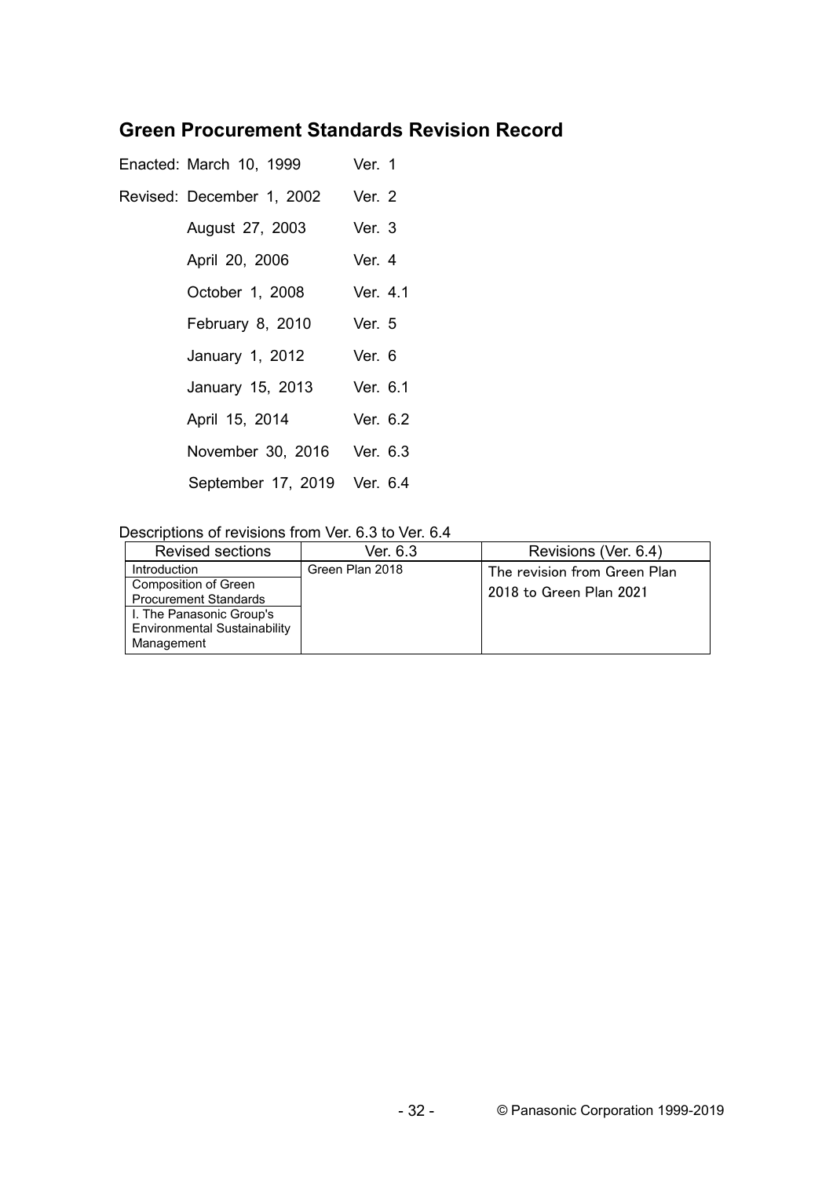## Green Procurement Standards Revision Record

| | | |
|---|---|---|
| Enacted: | March 10, 1999 | Ver. 1 |
| Revised: | December 1, 2002 | Ver. 2 |
| | August 27, 2003 | Ver. 3 |
| | April 20, 2006 | Ver. 4 |
| | October 1, 2008 | Ver. 4.1 |
| | February 8, 2010 | Ver. 5 |
| | January 1, 2012 | Ver. 6 |
| | January 15, 2013 | Ver. 6.1 |
| | April 15, 2014 | Ver. 6.2 |
| | November 30, 2016 | Ver. 6.3 |
| | September 17, 2019 | Ver. 6.4 |

Descriptions of revisions from Ver. 6.3 to Ver. 6.4

| Revised sections | Ver. 6.3 | Revisions (Ver. 6.4) |
|---|---|---|
| Introduction<br>Composition of Green Procurement Standards<br>I. The Panasonic Group's Environmental Sustainability Management | Green Plan 2018 | The revision from Green Plan 2018 to Green Plan 2021 |

© Panasonic Corporation 1999-2019